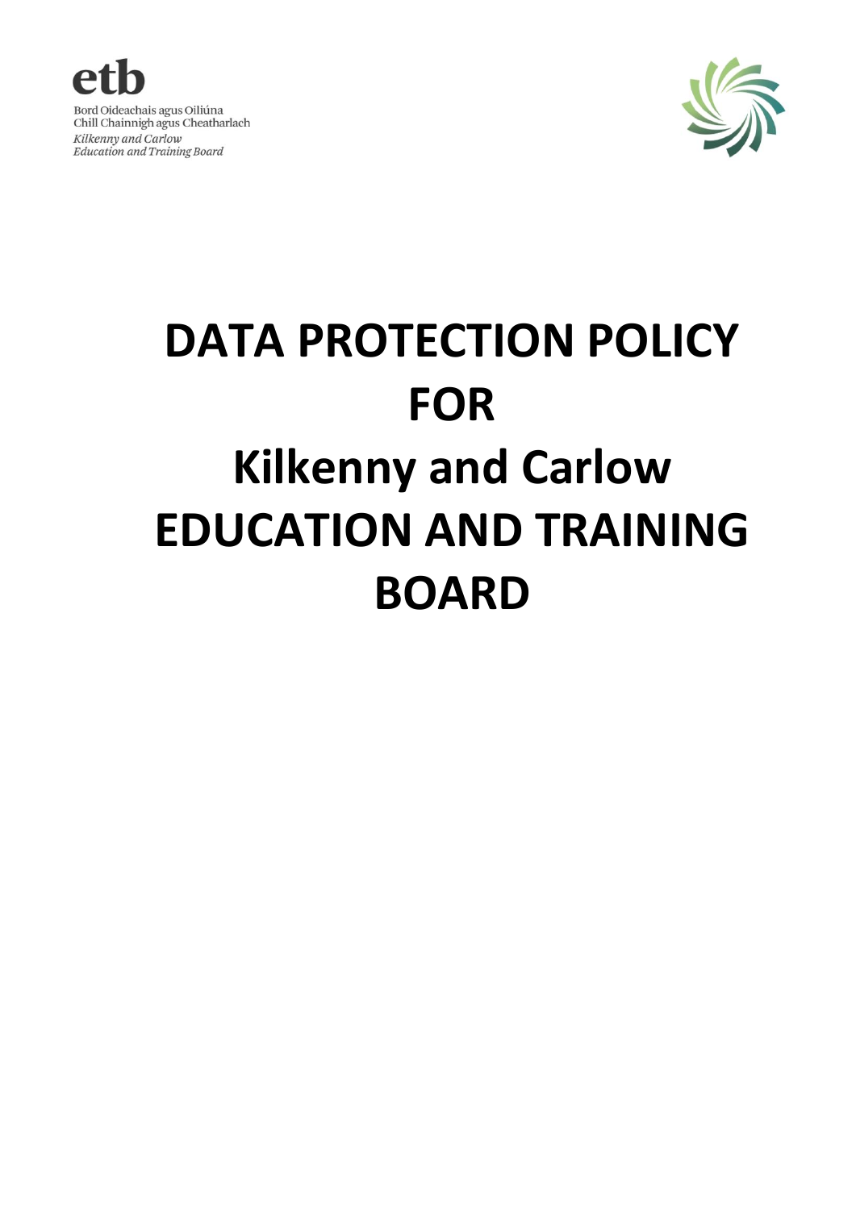etb

Bord Oideachais agus Oiliúna
Chill Chainnigh agus Cheatharlach
*Kilkenny and Carlow*
*Education and Training Board*

# DATA PROTECTION POLICY FOR Kilkenny and Carlow EDUCATION AND TRAINING BOARD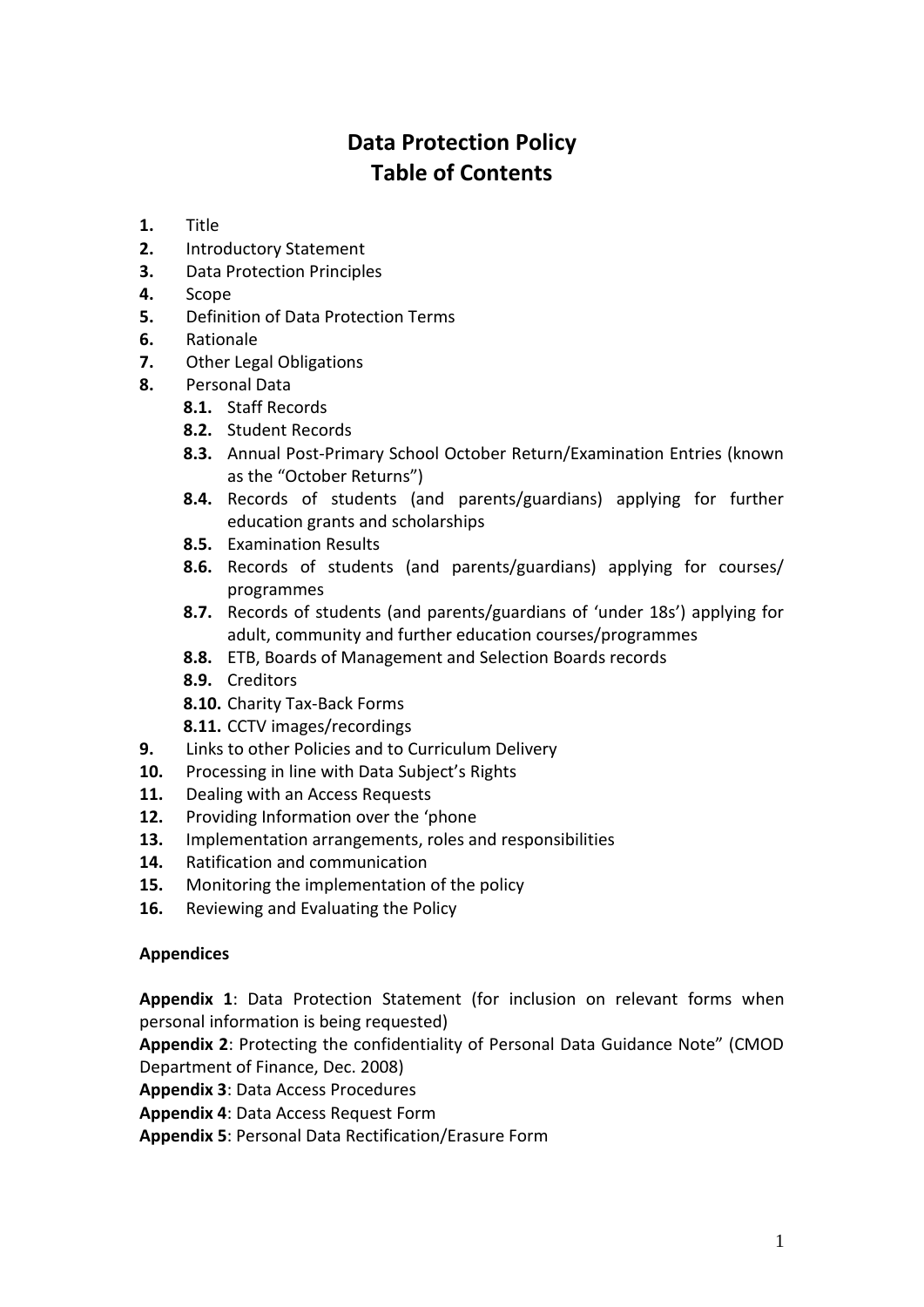# Data Protection Policy
# Table of Contents

1. Title
2. Introductory Statement
3. Data Protection Principles
4. Scope
5. Definition of Data Protection Terms
6. Rationale
7. Other Legal Obligations
8. Personal Data
   - **8.1.** Staff Records
   - **8.2.** Student Records
   - **8.3.** Annual Post-Primary School October Return/Examination Entries (known as the "October Returns")
   - **8.4.** Records of students (and parents/guardians) applying for further education grants and scholarships
   - **8.5.** Examination Results
   - **8.6.** Records of students (and parents/guardians) applying for courses/ programmes
   - **8.7.** Records of students (and parents/guardians of 'under 18s') applying for adult, community and further education courses/programmes
   - **8.8.** ETB, Boards of Management and Selection Boards records
   - **8.9.** Creditors
   - **8.10.** Charity Tax-Back Forms
   - **8.11.** CCTV images/recordings
9. Links to other Policies and to Curriculum Delivery
10. Processing in line with Data Subject's Rights
11. Dealing with an Access Requests
12. Providing Information over the 'phone
13. Implementation arrangements, roles and responsibilities
14. Ratification and communication
15. Monitoring the implementation of the policy
16. Reviewing and Evaluating the Policy

**Appendices**

**Appendix 1**: Data Protection Statement (for inclusion on relevant forms when personal information is being requested)

**Appendix 2**: Protecting the confidentiality of Personal Data Guidance Note" (CMOD Department of Finance, Dec. 2008)

**Appendix 3**: Data Access Procedures

**Appendix 4**: Data Access Request Form

**Appendix 5**: Personal Data Rectification/Erasure Form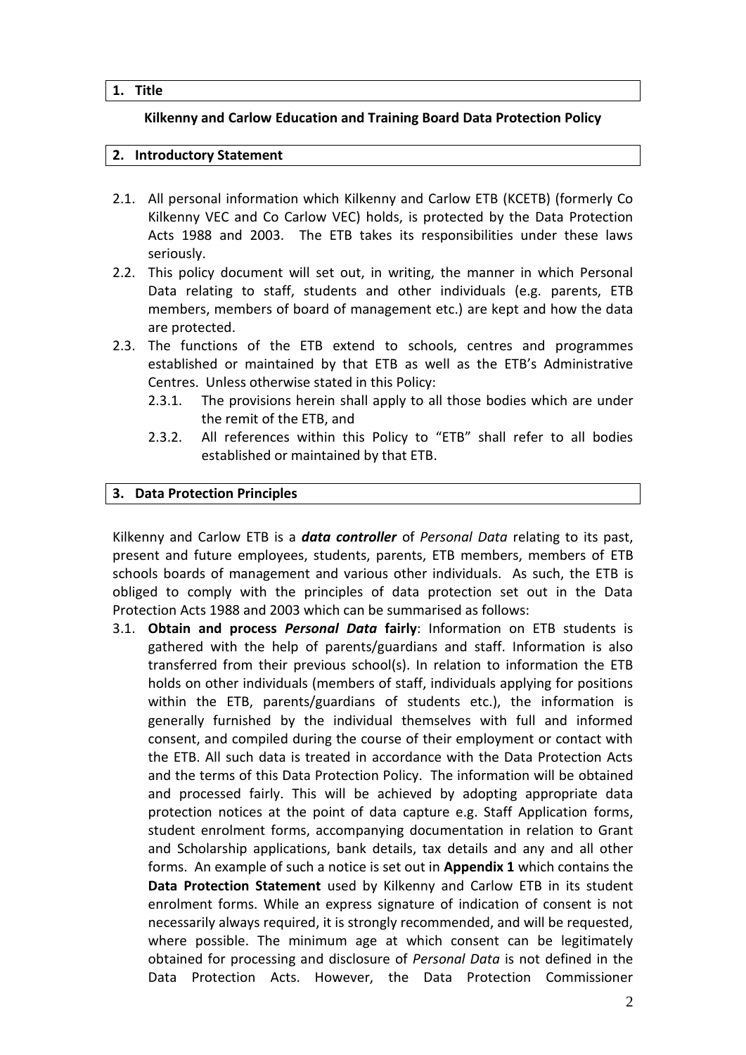## 1. Title

**Kilkenny and Carlow Education and Training Board Data Protection Policy**

## 2. Introductory Statement

2.1. All personal information which Kilkenny and Carlow ETB (KCETB) (formerly Co Kilkenny VEC and Co Carlow VEC) holds, is protected by the Data Protection Acts 1988 and 2003. The ETB takes its responsibilities under these laws seriously.

2.2. This policy document will set out, in writing, the manner in which Personal Data relating to staff, students and other individuals (e.g. parents, ETB members, members of board of management etc.) are kept and how the data are protected.

2.3. The functions of the ETB extend to schools, centres and programmes established or maintained by that ETB as well as the ETB's Administrative Centres. Unless otherwise stated in this Policy:

2.3.1. The provisions herein shall apply to all those bodies which are under the remit of the ETB, and

2.3.2. All references within this Policy to "ETB" shall refer to all bodies established or maintained by that ETB.

## 3. Data Protection Principles

Kilkenny and Carlow ETB is a ***data controller*** of *Personal Data* relating to its past, present and future employees, students, parents, ETB members, members of ETB schools boards of management and various other individuals. As such, the ETB is obliged to comply with the principles of data protection set out in the Data Protection Acts 1988 and 2003 which can be summarised as follows:

3.1. **Obtain and process *Personal Data* fairly**: Information on ETB students is gathered with the help of parents/guardians and staff. Information is also transferred from their previous school(s). In relation to information the ETB holds on other individuals (members of staff, individuals applying for positions within the ETB, parents/guardians of students etc.), the information is generally furnished by the individual themselves with full and informed consent, and compiled during the course of their employment or contact with the ETB. All such data is treated in accordance with the Data Protection Acts and the terms of this Data Protection Policy. The information will be obtained and processed fairly. This will be achieved by adopting appropriate data protection notices at the point of data capture e.g. Staff Application forms, student enrolment forms, accompanying documentation in relation to Grant and Scholarship applications, bank details, tax details and any and all other forms. An example of such a notice is set out in **Appendix 1** which contains the **Data Protection Statement** used by Kilkenny and Carlow ETB in its student enrolment forms. While an express signature of indication of consent is not necessarily always required, it is strongly recommended, and will be requested, where possible. The minimum age at which consent can be legitimately obtained for processing and disclosure of *Personal Data* is not defined in the Data Protection Acts. However, the Data Protection Commissioner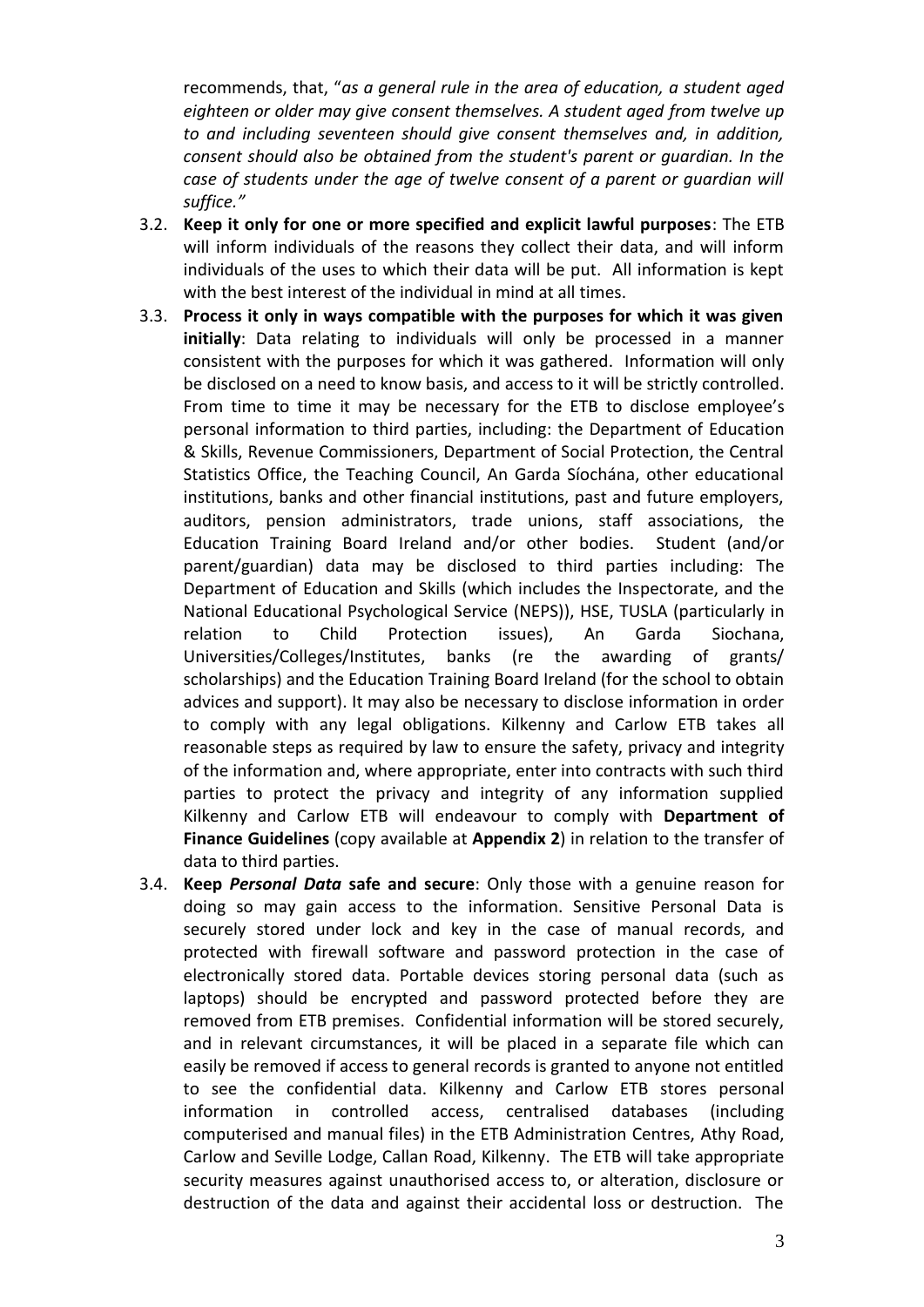recommends, that, "*as a general rule in the area of education, a student aged eighteen or older may give consent themselves. A student aged from twelve up to and including seventeen should give consent themselves and, in addition, consent should also be obtained from the student's parent or guardian. In the case of students under the age of twelve consent of a parent or guardian will suffice.*"

3.2. **Keep it only for one or more specified and explicit lawful purposes**: The ETB will inform individuals of the reasons they collect their data, and will inform individuals of the uses to which their data will be put. All information is kept with the best interest of the individual in mind at all times.

3.3. **Process it only in ways compatible with the purposes for which it was given initially**: Data relating to individuals will only be processed in a manner consistent with the purposes for which it was gathered. Information will only be disclosed on a need to know basis, and access to it will be strictly controlled. From time to time it may be necessary for the ETB to disclose employee's personal information to third parties, including: the Department of Education & Skills, Revenue Commissioners, Department of Social Protection, the Central Statistics Office, the Teaching Council, An Garda Síochána, other educational institutions, banks and other financial institutions, past and future employers, auditors, pension administrators, trade unions, staff associations, the Education Training Board Ireland and/or other bodies. Student (and/or parent/guardian) data may be disclosed to third parties including: The Department of Education and Skills (which includes the Inspectorate, and the National Educational Psychological Service (NEPS)), HSE, TUSLA (particularly in relation to Child Protection issues), An Garda Siochana, Universities/Colleges/Institutes, banks (re the awarding of grants/ scholarships) and the Education Training Board Ireland (for the school to obtain advices and support). It may also be necessary to disclose information in order to comply with any legal obligations. Kilkenny and Carlow ETB takes all reasonable steps as required by law to ensure the safety, privacy and integrity of the information and, where appropriate, enter into contracts with such third parties to protect the privacy and integrity of any information supplied Kilkenny and Carlow ETB will endeavour to comply with **Department of Finance Guidelines** (copy available at **Appendix 2**) in relation to the transfer of data to third parties.

3.4. **Keep *Personal Data* safe and secure**: Only those with a genuine reason for doing so may gain access to the information. Sensitive Personal Data is securely stored under lock and key in the case of manual records, and protected with firewall software and password protection in the case of electronically stored data. Portable devices storing personal data (such as laptops) should be encrypted and password protected before they are removed from ETB premises. Confidential information will be stored securely, and in relevant circumstances, it will be placed in a separate file which can easily be removed if access to general records is granted to anyone not entitled to see the confidential data. Kilkenny and Carlow ETB stores personal information in controlled access, centralised databases (including computerised and manual files) in the ETB Administration Centres, Athy Road, Carlow and Seville Lodge, Callan Road, Kilkenny. The ETB will take appropriate security measures against unauthorised access to, or alteration, disclosure or destruction of the data and against their accidental loss or destruction. The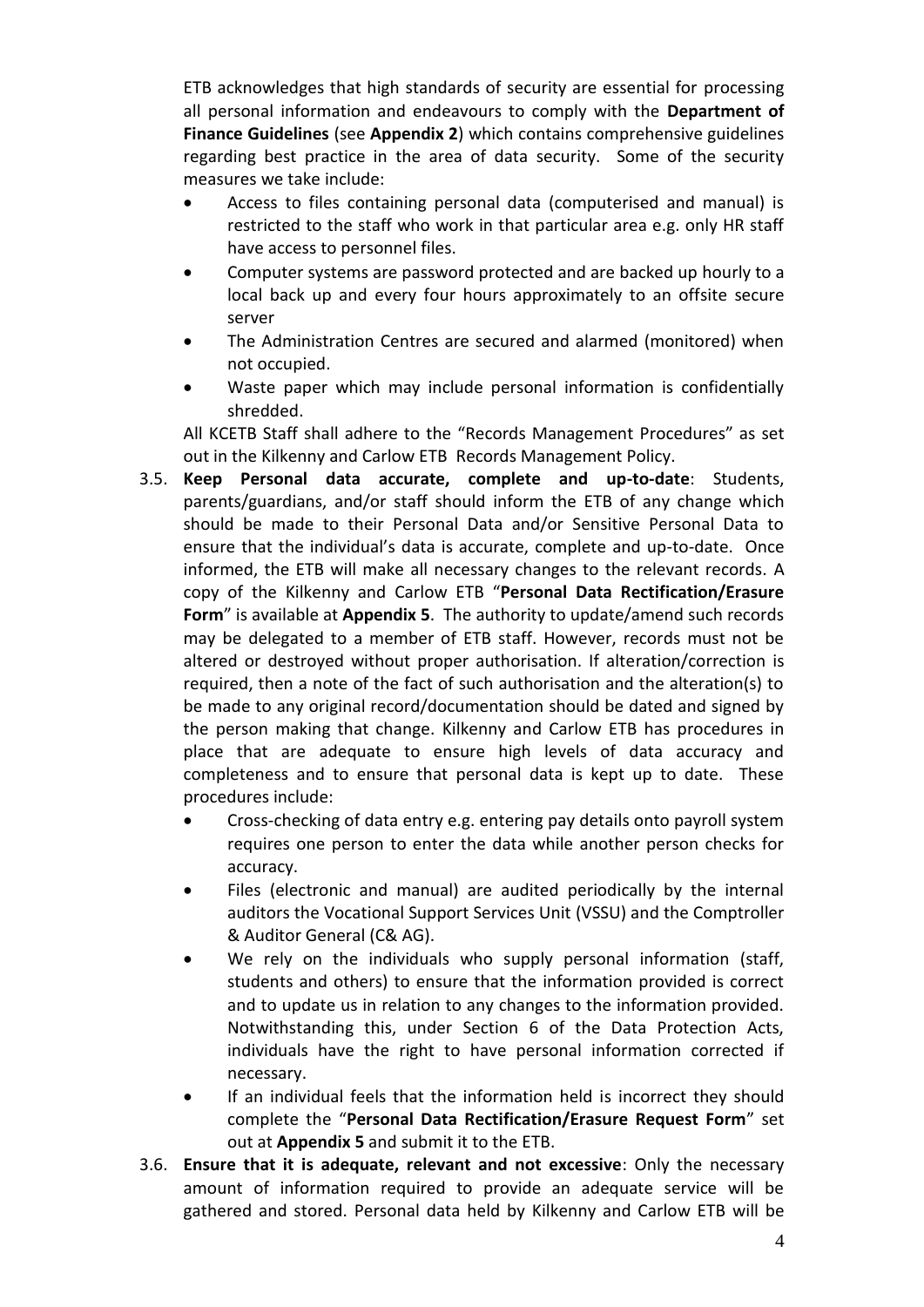ETB acknowledges that high standards of security are essential for processing all personal information and endeavours to comply with the **Department of Finance Guidelines** (see **Appendix 2**) which contains comprehensive guidelines regarding best practice in the area of data security. Some of the security measures we take include:

- Access to files containing personal data (computerised and manual) is restricted to the staff who work in that particular area e.g. only HR staff have access to personnel files.
- Computer systems are password protected and are backed up hourly to a local back up and every four hours approximately to an offsite secure server
- The Administration Centres are secured and alarmed (monitored) when not occupied.
- Waste paper which may include personal information is confidentially shredded.

All KCETB Staff shall adhere to the "Records Management Procedures" as set out in the Kilkenny and Carlow ETB Records Management Policy.

3.5. **Keep Personal data accurate, complete and up-to-date**: Students, parents/guardians, and/or staff should inform the ETB of any change which should be made to their Personal Data and/or Sensitive Personal Data to ensure that the individual's data is accurate, complete and up-to-date. Once informed, the ETB will make all necessary changes to the relevant records. A copy of the Kilkenny and Carlow ETB "**Personal Data Rectification/Erasure Form**" is available at **Appendix 5**. The authority to update/amend such records may be delegated to a member of ETB staff. However, records must not be altered or destroyed without proper authorisation. If alteration/correction is required, then a note of the fact of such authorisation and the alteration(s) to be made to any original record/documentation should be dated and signed by the person making that change. Kilkenny and Carlow ETB has procedures in place that are adequate to ensure high levels of data accuracy and completeness and to ensure that personal data is kept up to date. These procedures include:

- Cross-checking of data entry e.g. entering pay details onto payroll system requires one person to enter the data while another person checks for accuracy.
- Files (electronic and manual) are audited periodically by the internal auditors the Vocational Support Services Unit (VSSU) and the Comptroller & Auditor General (C& AG).
- We rely on the individuals who supply personal information (staff, students and others) to ensure that the information provided is correct and to update us in relation to any changes to the information provided. Notwithstanding this, under Section 6 of the Data Protection Acts, individuals have the right to have personal information corrected if necessary.
- If an individual feels that the information held is incorrect they should complete the "**Personal Data Rectification/Erasure Request Form**" set out at **Appendix 5** and submit it to the ETB.

3.6. **Ensure that it is adequate, relevant and not excessive**: Only the necessary amount of information required to provide an adequate service will be gathered and stored. Personal data held by Kilkenny and Carlow ETB will be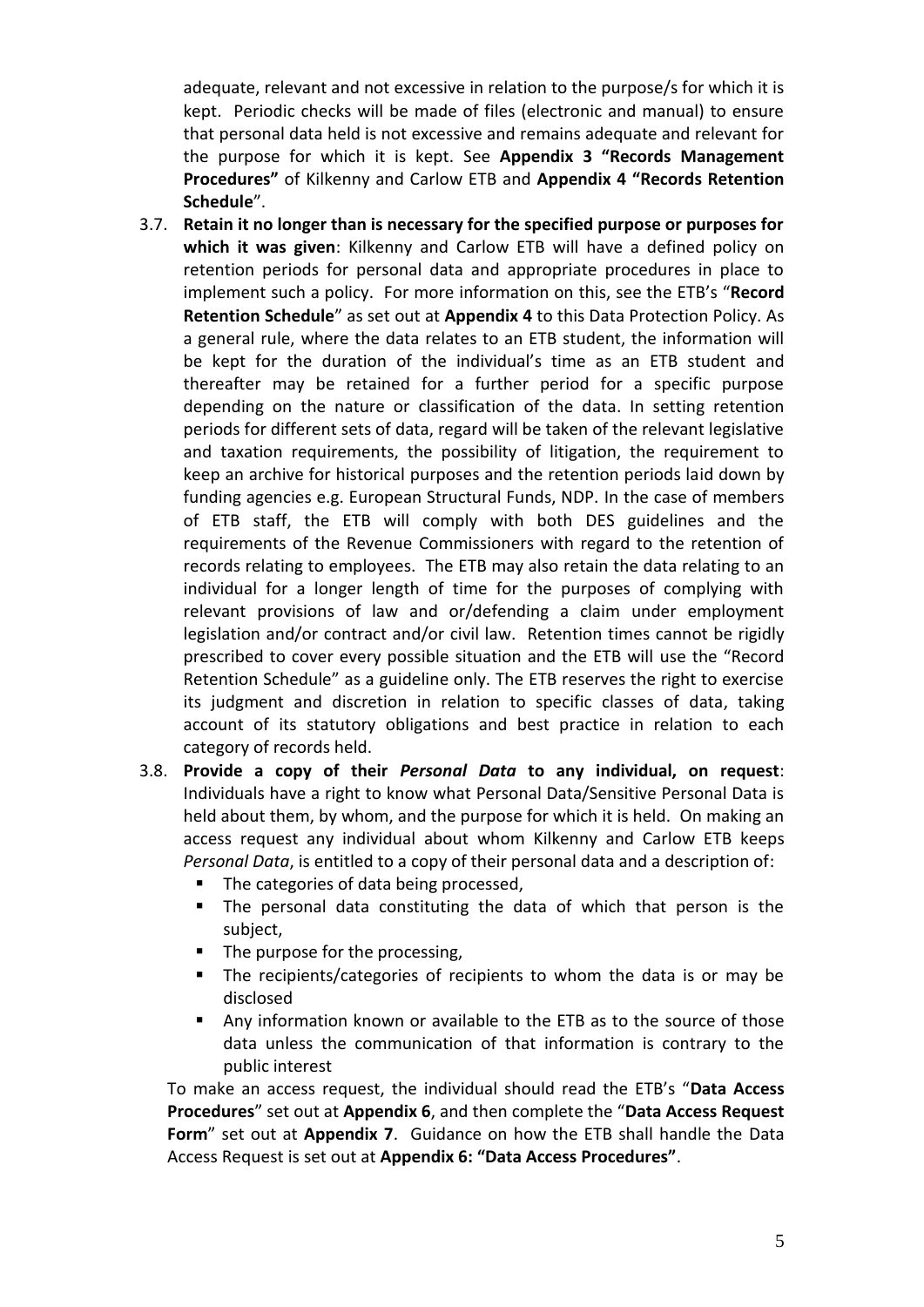adequate, relevant and not excessive in relation to the purpose/s for which it is kept. Periodic checks will be made of files (electronic and manual) to ensure that personal data held is not excessive and remains adequate and relevant for the purpose for which it is kept. See **Appendix 3 "Records Management Procedures"** of Kilkenny and Carlow ETB and **Appendix 4 "Records Retention Schedule**".

3.7. **Retain it no longer than is necessary for the specified purpose or purposes for which it was given**: Kilkenny and Carlow ETB will have a defined policy on retention periods for personal data and appropriate procedures in place to implement such a policy. For more information on this, see the ETB's "**Record Retention Schedule**" as set out at **Appendix 4** to this Data Protection Policy. As a general rule, where the data relates to an ETB student, the information will be kept for the duration of the individual's time as an ETB student and thereafter may be retained for a further period for a specific purpose depending on the nature or classification of the data. In setting retention periods for different sets of data, regard will be taken of the relevant legislative and taxation requirements, the possibility of litigation, the requirement to keep an archive for historical purposes and the retention periods laid down by funding agencies e.g. European Structural Funds, NDP. In the case of members of ETB staff, the ETB will comply with both DES guidelines and the requirements of the Revenue Commissioners with regard to the retention of records relating to employees. The ETB may also retain the data relating to an individual for a longer length of time for the purposes of complying with relevant provisions of law and or/defending a claim under employment legislation and/or contract and/or civil law. Retention times cannot be rigidly prescribed to cover every possible situation and the ETB will use the "Record Retention Schedule" as a guideline only. The ETB reserves the right to exercise its judgment and discretion in relation to specific classes of data, taking account of its statutory obligations and best practice in relation to each category of records held.

3.8. **Provide a copy of their *Personal Data* to any individual, on request**: Individuals have a right to know what Personal Data/Sensitive Personal Data is held about them, by whom, and the purpose for which it is held. On making an access request any individual about whom Kilkenny and Carlow ETB keeps *Personal Data*, is entitled to a copy of their personal data and a description of:
    - The categories of data being processed,
    - The personal data constituting the data of which that person is the subject,
    - The purpose for the processing,
    - The recipients/categories of recipients to whom the data is or may be disclosed
    - Any information known or available to the ETB as to the source of those data unless the communication of that information is contrary to the public interest

To make an access request, the individual should read the ETB's "**Data Access Procedures**" set out at **Appendix 6**, and then complete the "**Data Access Request Form**" set out at **Appendix 7**. Guidance on how the ETB shall handle the Data Access Request is set out at **Appendix 6: "Data Access Procedures"**.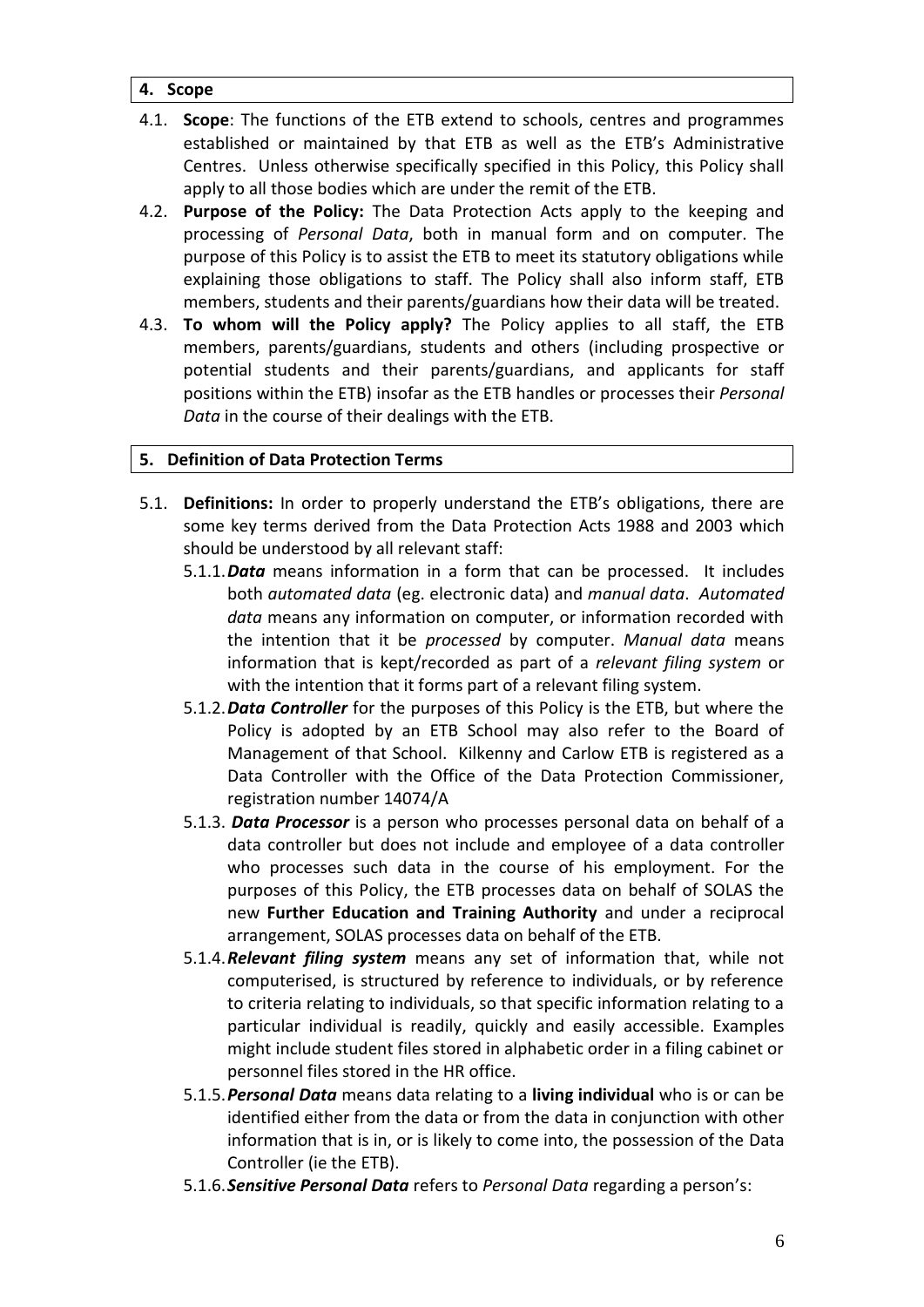## 4. Scope

4.1. **Scope**: The functions of the ETB extend to schools, centres and programmes established or maintained by that ETB as well as the ETB's Administrative Centres. Unless otherwise specifically specified in this Policy, this Policy shall apply to all those bodies which are under the remit of the ETB.

4.2. **Purpose of the Policy:** The Data Protection Acts apply to the keeping and processing of *Personal Data*, both in manual form and on computer. The purpose of this Policy is to assist the ETB to meet its statutory obligations while explaining those obligations to staff. The Policy shall also inform staff, ETB members, students and their parents/guardians how their data will be treated.

4.3. **To whom will the Policy apply?** The Policy applies to all staff, the ETB members, parents/guardians, students and others (including prospective or potential students and their parents/guardians, and applicants for staff positions within the ETB) insofar as the ETB handles or processes their *Personal Data* in the course of their dealings with the ETB.

## 5. Definition of Data Protection Terms

5.1. **Definitions:** In order to properly understand the ETB's obligations, there are some key terms derived from the Data Protection Acts 1988 and 2003 which should be understood by all relevant staff:

5.1.1. ***Data*** means information in a form that can be processed. It includes both *automated data* (eg. electronic data) and *manual data*. *Automated data* means any information on computer, or information recorded with the intention that it be *processed* by computer. *Manual data* means information that is kept/recorded as part of a *relevant filing system* or with the intention that it forms part of a relevant filing system.

5.1.2. ***Data Controller*** for the purposes of this Policy is the ETB, but where the Policy is adopted by an ETB School may also refer to the Board of Management of that School. Kilkenny and Carlow ETB is registered as a Data Controller with the Office of the Data Protection Commissioner, registration number 14074/A

5.1.3. ***Data Processor*** is a person who processes personal data on behalf of a data controller but does not include and employee of a data controller who processes such data in the course of his employment. For the purposes of this Policy, the ETB processes data on behalf of SOLAS the new **Further Education and Training Authority** and under a reciprocal arrangement, SOLAS processes data on behalf of the ETB.

5.1.4. ***Relevant filing system*** means any set of information that, while not computerised, is structured by reference to individuals, or by reference to criteria relating to individuals, so that specific information relating to a particular individual is readily, quickly and easily accessible. Examples might include student files stored in alphabetic order in a filing cabinet or personnel files stored in the HR office.

5.1.5. ***Personal Data*** means data relating to a **living individual** who is or can be identified either from the data or from the data in conjunction with other information that is in, or is likely to come into, the possession of the Data Controller (ie the ETB).

5.1.6. ***Sensitive Personal Data*** refers to *Personal Data* regarding a person's: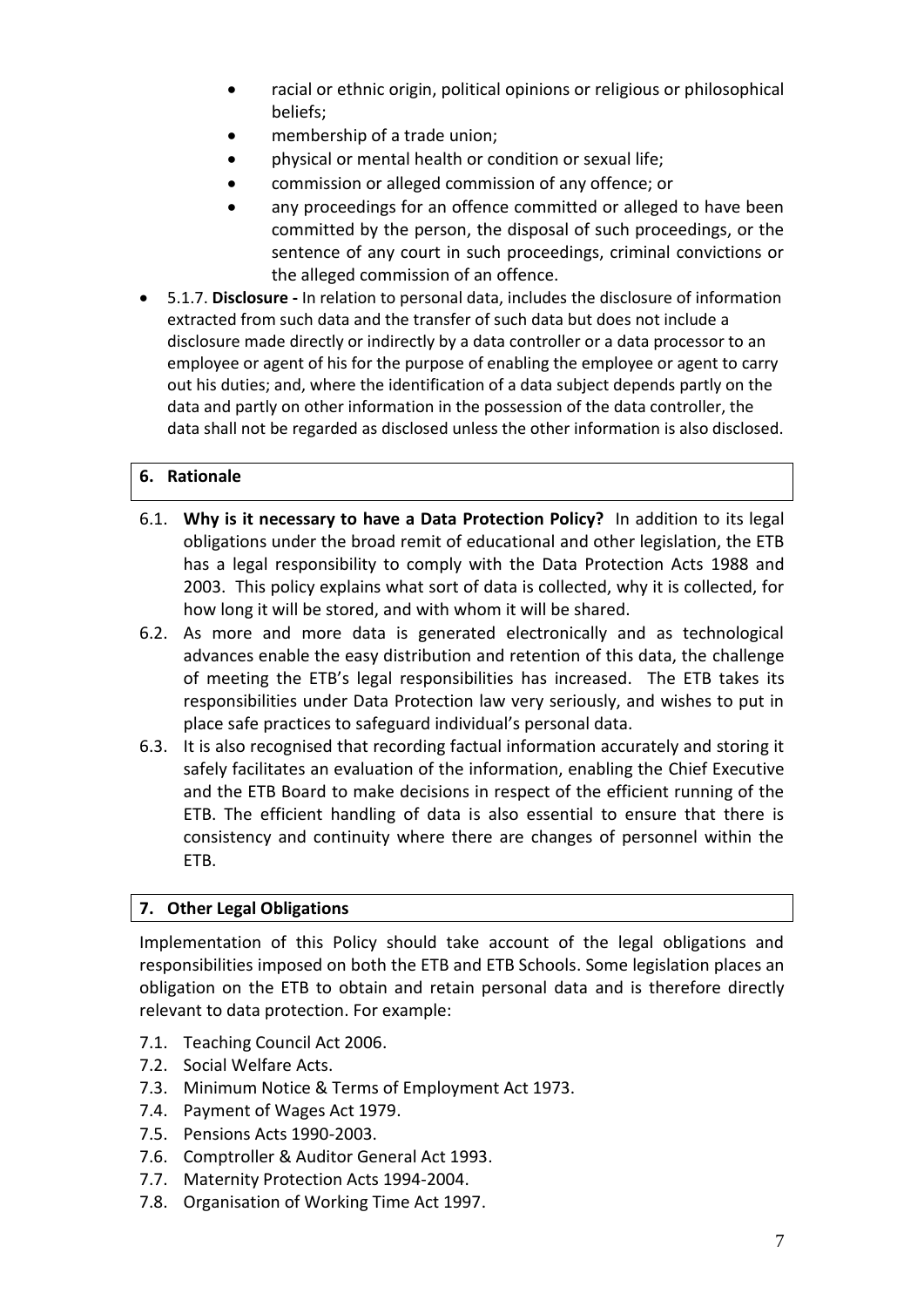- racial or ethnic origin, political opinions or religious or philosophical beliefs;
    - membership of a trade union;
    - physical or mental health or condition or sexual life;
    - commission or alleged commission of any offence; or
    - any proceedings for an offence committed or alleged to have been committed by the person, the disposal of such proceedings, or the sentence of any court in such proceedings, criminal convictions or the alleged commission of an offence.
- 5.1.7. **Disclosure -** In relation to personal data, includes the disclosure of information extracted from such data and the transfer of such data but does not include a disclosure made directly or indirectly by a data controller or a data processor to an employee or agent of his for the purpose of enabling the employee or agent to carry out his duties; and, where the identification of a data subject depends partly on the data and partly on other information in the possession of the data controller, the data shall not be regarded as disclosed unless the other information is also disclosed.

## 6. Rationale

6.1. **Why is it necessary to have a Data Protection Policy?** In addition to its legal obligations under the broad remit of educational and other legislation, the ETB has a legal responsibility to comply with the Data Protection Acts 1988 and 2003. This policy explains what sort of data is collected, why it is collected, for how long it will be stored, and with whom it will be shared.

6.2. As more and more data is generated electronically and as technological advances enable the easy distribution and retention of this data, the challenge of meeting the ETB's legal responsibilities has increased. The ETB takes its responsibilities under Data Protection law very seriously, and wishes to put in place safe practices to safeguard individual's personal data.

6.3. It is also recognised that recording factual information accurately and storing it safely facilitates an evaluation of the information, enabling the Chief Executive and the ETB Board to make decisions in respect of the efficient running of the ETB. The efficient handling of data is also essential to ensure that there is consistency and continuity where there are changes of personnel within the ETB.

## 7. Other Legal Obligations

Implementation of this Policy should take account of the legal obligations and responsibilities imposed on both the ETB and ETB Schools. Some legislation places an obligation on the ETB to obtain and retain personal data and is therefore directly relevant to data protection. For example:

7.1. Teaching Council Act 2006.
7.2. Social Welfare Acts.
7.3. Minimum Notice & Terms of Employment Act 1973.
7.4. Payment of Wages Act 1979.
7.5. Pensions Acts 1990-2003.
7.6. Comptroller & Auditor General Act 1993.
7.7. Maternity Protection Acts 1994-2004.
7.8. Organisation of Working Time Act 1997.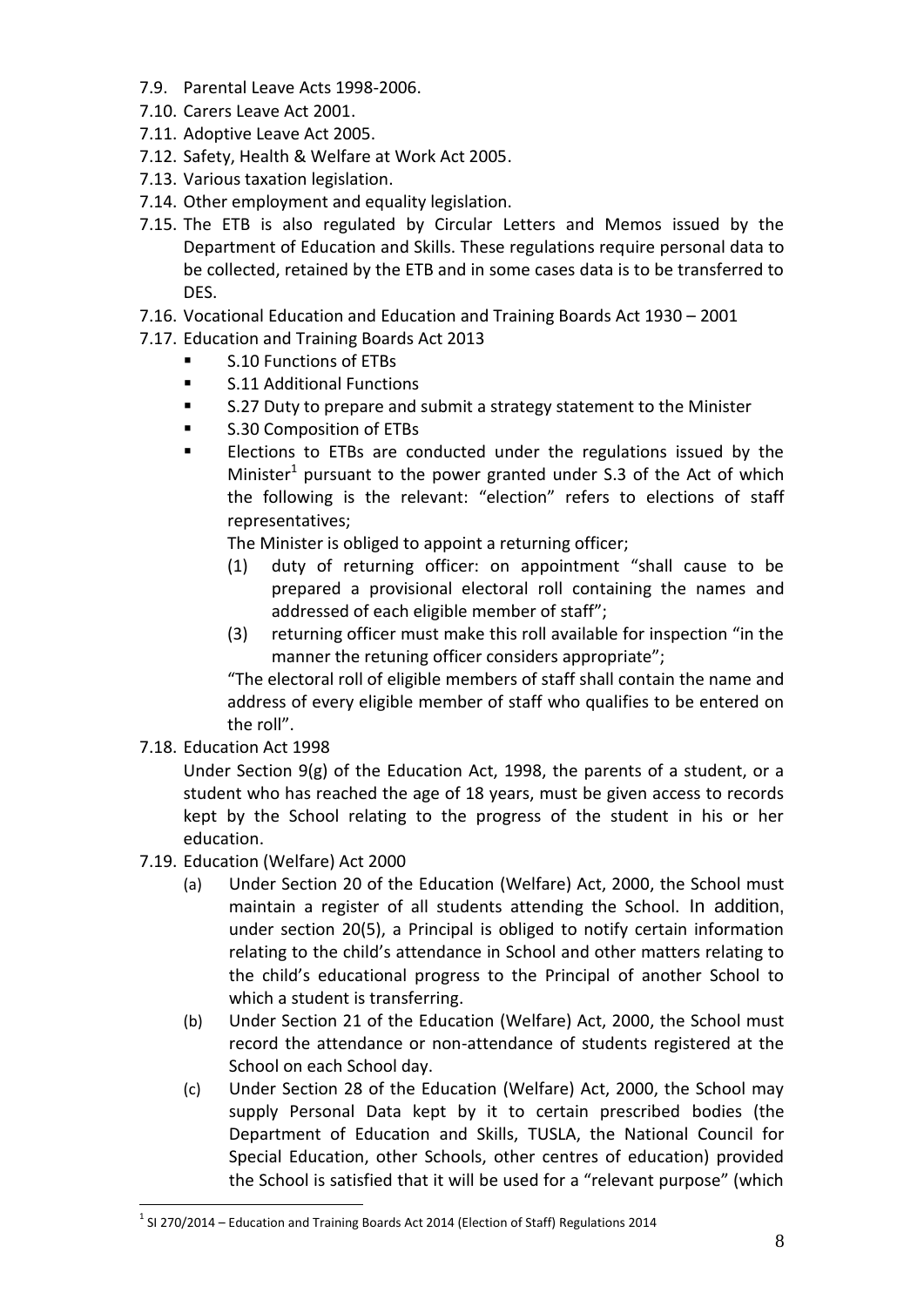7.9. Parental Leave Acts 1998-2006.

7.10. Carers Leave Act 2001.

7.11. Adoptive Leave Act 2005.

7.12. Safety, Health & Welfare at Work Act 2005.

7.13. Various taxation legislation.

7.14. Other employment and equality legislation.

7.15. The ETB is also regulated by Circular Letters and Memos issued by the Department of Education and Skills. These regulations require personal data to be collected, retained by the ETB and in some cases data is to be transferred to DES.

7.16. Vocational Education and Education and Training Boards Act 1930 – 2001

7.17. Education and Training Boards Act 2013

- S.10 Functions of ETBs
- S.11 Additional Functions
- S.27 Duty to prepare and submit a strategy statement to the Minister
- S.30 Composition of ETBs
- Elections to ETBs are conducted under the regulations issued by the Minister[1] pursuant to the power granted under S.3 of the Act of which the following is the relevant: "election" refers to elections of staff representatives;

  The Minister is obliged to appoint a returning officer;

  (1) duty of returning officer: on appointment "shall cause to be prepared a provisional electoral roll containing the names and addressed of each eligible member of staff";

  (3) returning officer must make this roll available for inspection "in the manner the retuning officer considers appropriate";

  "The electoral roll of eligible members of staff shall contain the name and address of every eligible member of staff who qualifies to be entered on the roll".

7.18. Education Act 1998

Under Section 9(g) of the Education Act, 1998, the parents of a student, or a student who has reached the age of 18 years, must be given access to records kept by the School relating to the progress of the student in his or her education.

7.19. Education (Welfare) Act 2000

(a) Under Section 20 of the Education (Welfare) Act, 2000, the School must maintain a register of all students attending the School. In addition, under section 20(5), a Principal is obliged to notify certain information relating to the child's attendance in School and other matters relating to the child's educational progress to the Principal of another School to which a student is transferring.

(b) Under Section 21 of the Education (Welfare) Act, 2000, the School must record the attendance or non-attendance of students registered at the School on each School day.

(c) Under Section 28 of the Education (Welfare) Act, 2000, the School may supply Personal Data kept by it to certain prescribed bodies (the Department of Education and Skills, TUSLA, the National Council for Special Education, other Schools, other centres of education) provided the School is satisfied that it will be used for a "relevant purpose" (which

---

[1] SI 270/2014 – Education and Training Boards Act 2014 (Election of Staff) Regulations 2014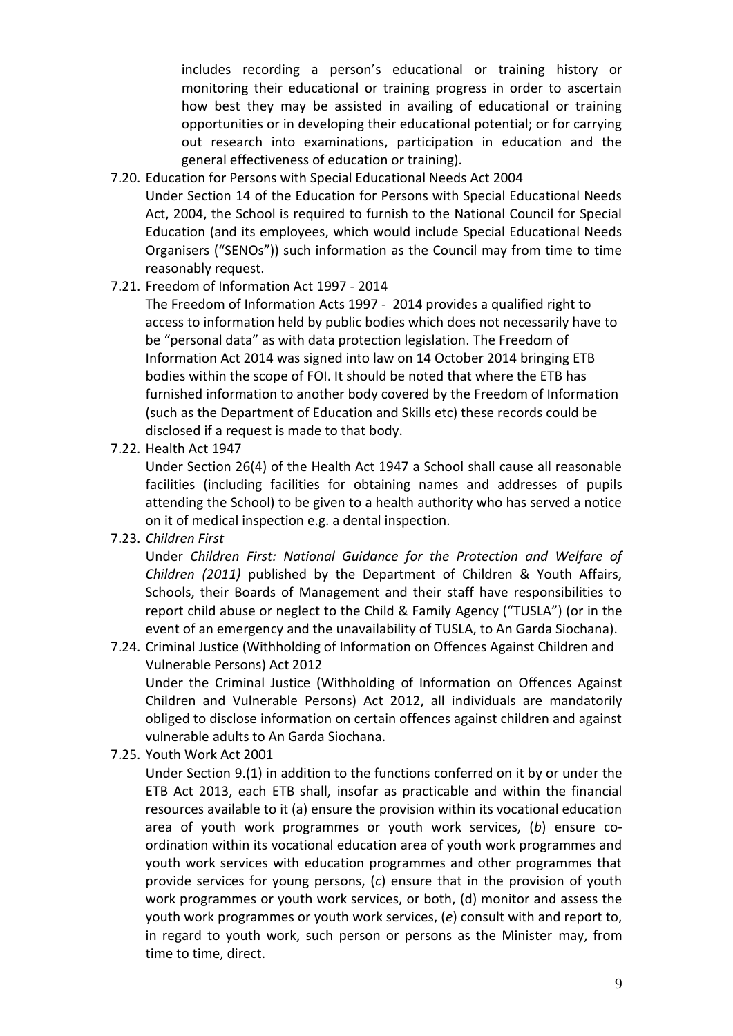includes recording a person's educational or training history or monitoring their educational or training progress in order to ascertain how best they may be assisted in availing of educational or training opportunities or in developing their educational potential; or for carrying out research into examinations, participation in education and the general effectiveness of education or training).

7.20. Education for Persons with Special Educational Needs Act 2004

Under Section 14 of the Education for Persons with Special Educational Needs Act, 2004, the School is required to furnish to the National Council for Special Education (and its employees, which would include Special Educational Needs Organisers ("SENOs")) such information as the Council may from time to time reasonably request.

7.21. Freedom of Information Act 1997 - 2014

The Freedom of Information Acts 1997 - 2014 provides a qualified right to access to information held by public bodies which does not necessarily have to be "personal data" as with data protection legislation. The Freedom of Information Act 2014 was signed into law on 14 October 2014 bringing ETB bodies within the scope of FOI. It should be noted that where the ETB has furnished information to another body covered by the Freedom of Information (such as the Department of Education and Skills etc) these records could be disclosed if a request is made to that body.

7.22. Health Act 1947

Under Section 26(4) of the Health Act 1947 a School shall cause all reasonable facilities (including facilities for obtaining names and addresses of pupils attending the School) to be given to a health authority who has served a notice on it of medical inspection e.g. a dental inspection.

7.23. *Children First*

Under *Children First: National Guidance for the Protection and Welfare of Children (2011)* published by the Department of Children & Youth Affairs, Schools, their Boards of Management and their staff have responsibilities to report child abuse or neglect to the Child & Family Agency ("TUSLA") (or in the event of an emergency and the unavailability of TUSLA, to An Garda Siochana).

7.24. Criminal Justice (Withholding of Information on Offences Against Children and Vulnerable Persons) Act 2012

Under the Criminal Justice (Withholding of Information on Offences Against Children and Vulnerable Persons) Act 2012, all individuals are mandatorily obliged to disclose information on certain offences against children and against vulnerable adults to An Garda Siochana.

7.25. Youth Work Act 2001

Under Section 9.(1) in addition to the functions conferred on it by or under the ETB Act 2013, each ETB shall, insofar as practicable and within the financial resources available to it (a) ensure the provision within its vocational education area of youth work programmes or youth work services, (*b*) ensure co-ordination within its vocational education area of youth work programmes and youth work services with education programmes and other programmes that provide services for young persons, (*c*) ensure that in the provision of youth work programmes or youth work services, or both, (d) monitor and assess the youth work programmes or youth work services, (*e*) consult with and report to, in regard to youth work, such person or persons as the Minister may, from time to time, direct.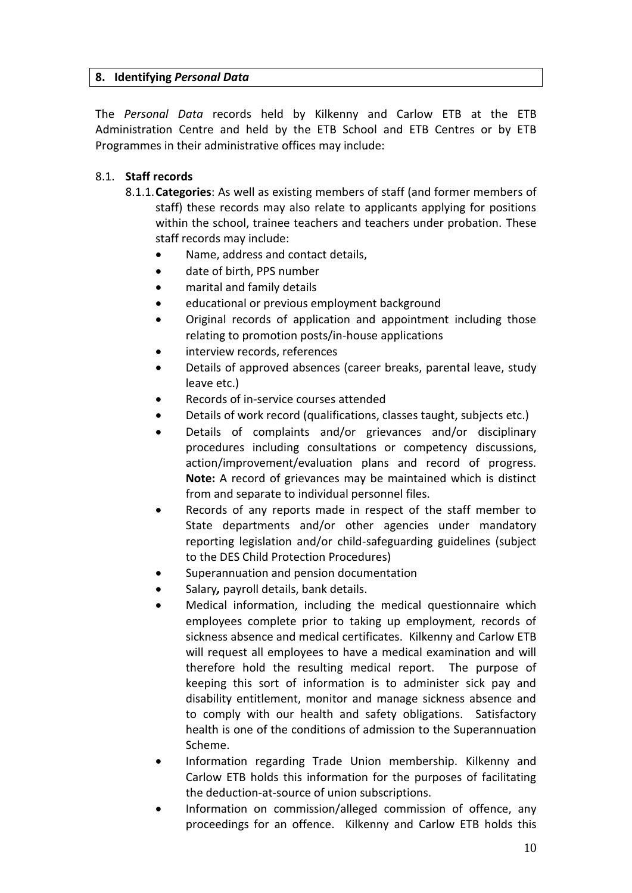## 8. Identifying *Personal Data*

The *Personal Data* records held by Kilkenny and Carlow ETB at the ETB Administration Centre and held by the ETB School and ETB Centres or by ETB Programmes in their administrative offices may include:

### 8.1. Staff records

8.1.1. **Categories**: As well as existing members of staff (and former members of staff) these records may also relate to applicants applying for positions within the school, trainee teachers and teachers under probation. These staff records may include:

- Name, address and contact details,
- date of birth, PPS number
- marital and family details
- educational or previous employment background
- Original records of application and appointment including those relating to promotion posts/in-house applications
- interview records, references
- Details of approved absences (career breaks, parental leave, study leave etc.)
- Records of in-service courses attended
- Details of work record (qualifications, classes taught, subjects etc.)
- Details of complaints and/or grievances and/or disciplinary procedures including consultations or competency discussions, action/improvement/evaluation plans and record of progress. **Note:** A record of grievances may be maintained which is distinct from and separate to individual personnel files.
- Records of any reports made in respect of the staff member to State departments and/or other agencies under mandatory reporting legislation and/or child-safeguarding guidelines (subject to the DES Child Protection Procedures)
- Superannuation and pension documentation
- Salary*,* payroll details, bank details.
- Medical information, including the medical questionnaire which employees complete prior to taking up employment, records of sickness absence and medical certificates. Kilkenny and Carlow ETB will request all employees to have a medical examination and will therefore hold the resulting medical report. The purpose of keeping this sort of information is to administer sick pay and disability entitlement, monitor and manage sickness absence and to comply with our health and safety obligations. Satisfactory health is one of the conditions of admission to the Superannuation Scheme.
- Information regarding Trade Union membership. Kilkenny and Carlow ETB holds this information for the purposes of facilitating the deduction-at-source of union subscriptions.
- Information on commission/alleged commission of offence, any proceedings for an offence. Kilkenny and Carlow ETB holds this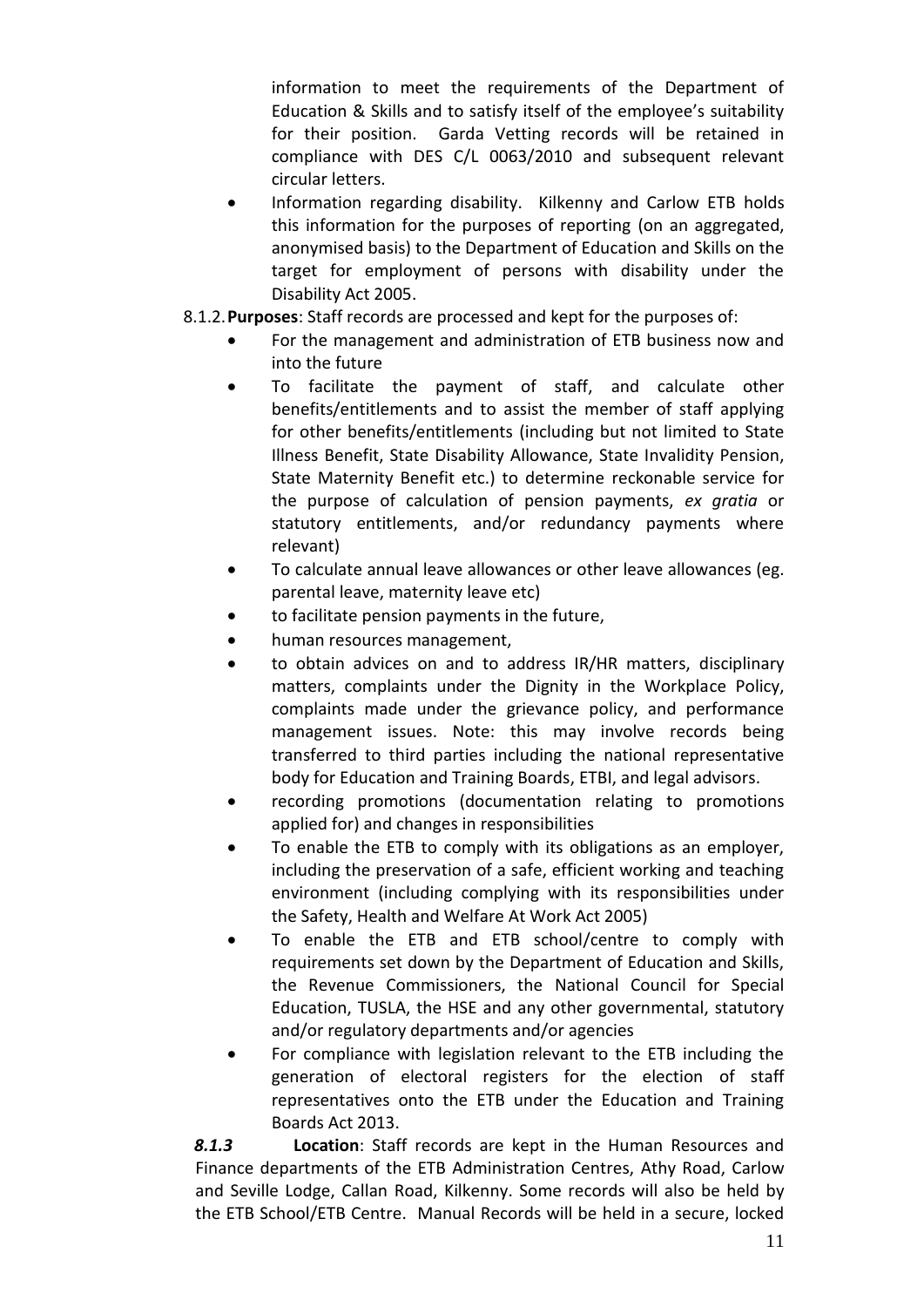information to meet the requirements of the Department of Education & Skills and to satisfy itself of the employee's suitability for their position. Garda Vetting records will be retained in compliance with DES C/L 0063/2010 and subsequent relevant circular letters.

- Information regarding disability. Kilkenny and Carlow ETB holds this information for the purposes of reporting (on an aggregated, anonymised basis) to the Department of Education and Skills on the target for employment of persons with disability under the Disability Act 2005.

8.1.2. **Purposes**: Staff records are processed and kept for the purposes of:

- For the management and administration of ETB business now and into the future
- To facilitate the payment of staff, and calculate other benefits/entitlements and to assist the member of staff applying for other benefits/entitlements (including but not limited to State Illness Benefit, State Disability Allowance, State Invalidity Pension, State Maternity Benefit etc.) to determine reckonable service for the purpose of calculation of pension payments, *ex gratia* or statutory entitlements, and/or redundancy payments where relevant)
- To calculate annual leave allowances or other leave allowances (eg. parental leave, maternity leave etc)
- to facilitate pension payments in the future,
- human resources management,
- to obtain advices on and to address IR/HR matters, disciplinary matters, complaints under the Dignity in the Workplace Policy, complaints made under the grievance policy, and performance management issues. Note: this may involve records being transferred to third parties including the national representative body for Education and Training Boards, ETBI, and legal advisors.
- recording promotions (documentation relating to promotions applied for) and changes in responsibilities
- To enable the ETB to comply with its obligations as an employer, including the preservation of a safe, efficient working and teaching environment (including complying with its responsibilities under the Safety, Health and Welfare At Work Act 2005)
- To enable the ETB and ETB school/centre to comply with requirements set down by the Department of Education and Skills, the Revenue Commissioners, the National Council for Special Education, TUSLA, the HSE and any other governmental, statutory and/or regulatory departments and/or agencies
- For compliance with legislation relevant to the ETB including the generation of electoral registers for the election of staff representatives onto the ETB under the Education and Training Boards Act 2013.

***8.1.3*** **Location**: Staff records are kept in the Human Resources and Finance departments of the ETB Administration Centres, Athy Road, Carlow and Seville Lodge, Callan Road, Kilkenny. Some records will also be held by the ETB School/ETB Centre. Manual Records will be held in a secure, locked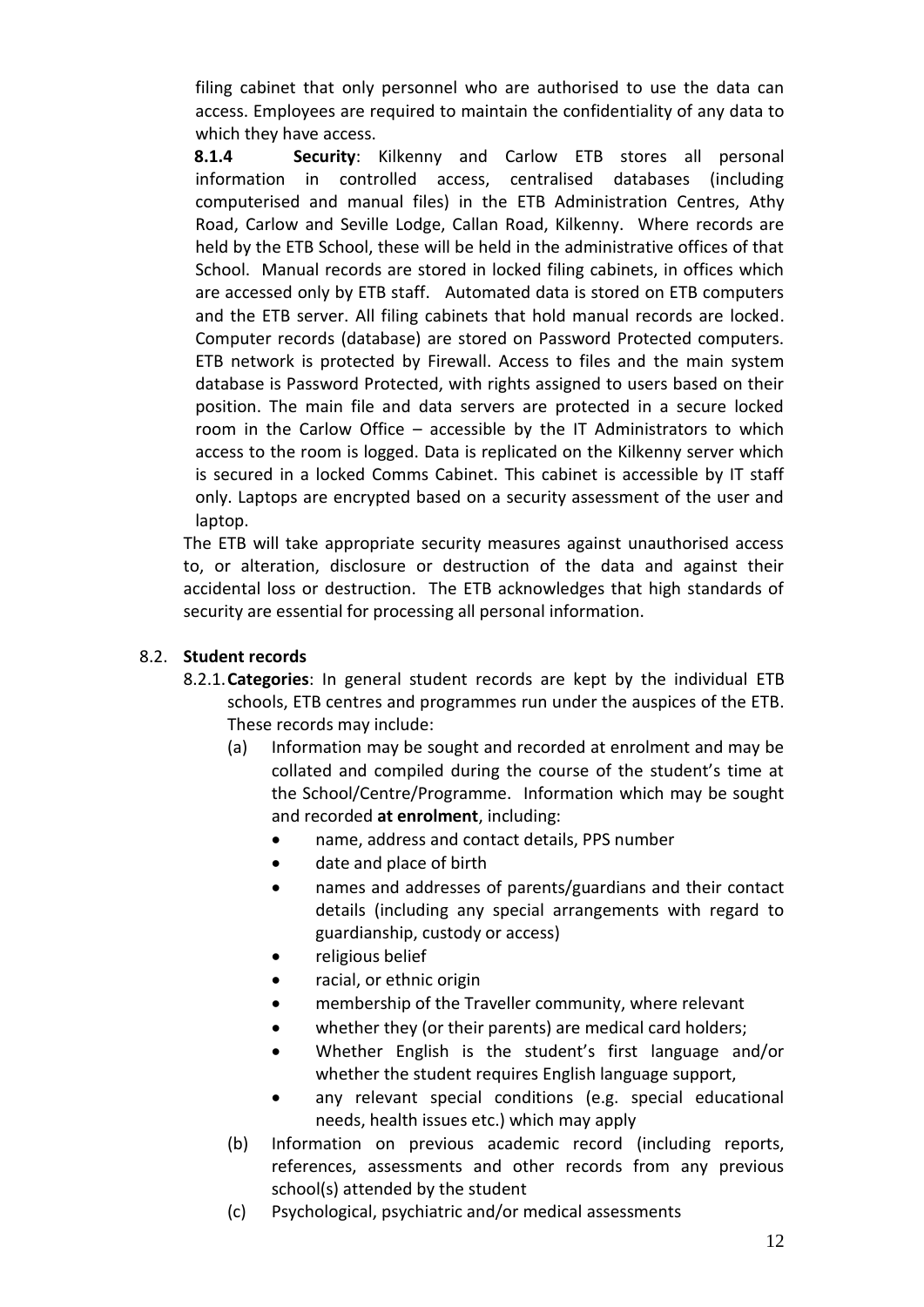filing cabinet that only personnel who are authorised to use the data can access. Employees are required to maintain the confidentiality of any data to which they have access.

**8.1.4 Security**: Kilkenny and Carlow ETB stores all personal information in controlled access, centralised databases (including computerised and manual files) in the ETB Administration Centres, Athy Road, Carlow and Seville Lodge, Callan Road, Kilkenny. Where records are held by the ETB School, these will be held in the administrative offices of that School. Manual records are stored in locked filing cabinets, in offices which are accessed only by ETB staff. Automated data is stored on ETB computers and the ETB server. All filing cabinets that hold manual records are locked. Computer records (database) are stored on Password Protected computers. ETB network is protected by Firewall. Access to files and the main system database is Password Protected, with rights assigned to users based on their position. The main file and data servers are protected in a secure locked room in the Carlow Office – accessible by the IT Administrators to which access to the room is logged. Data is replicated on the Kilkenny server which is secured in a locked Comms Cabinet. This cabinet is accessible by IT staff only. Laptops are encrypted based on a security assessment of the user and laptop.

The ETB will take appropriate security measures against unauthorised access to, or alteration, disclosure or destruction of the data and against their accidental loss or destruction. The ETB acknowledges that high standards of security are essential for processing all personal information.

8.2. **Student records**

8.2.1. **Categories**: In general student records are kept by the individual ETB schools, ETB centres and programmes run under the auspices of the ETB. These records may include:

(a) Information may be sought and recorded at enrolment and may be collated and compiled during the course of the student's time at the School/Centre/Programme. Information which may be sought and recorded **at enrolment**, including:

- name, address and contact details, PPS number
- date and place of birth
- names and addresses of parents/guardians and their contact details (including any special arrangements with regard to guardianship, custody or access)
- religious belief
- racial, or ethnic origin
- membership of the Traveller community, where relevant
- whether they (or their parents) are medical card holders;
- Whether English is the student's first language and/or whether the student requires English language support,
- any relevant special conditions (e.g. special educational needs, health issues etc.) which may apply

(b) Information on previous academic record (including reports, references, assessments and other records from any previous school(s) attended by the student

(c) Psychological, psychiatric and/or medical assessments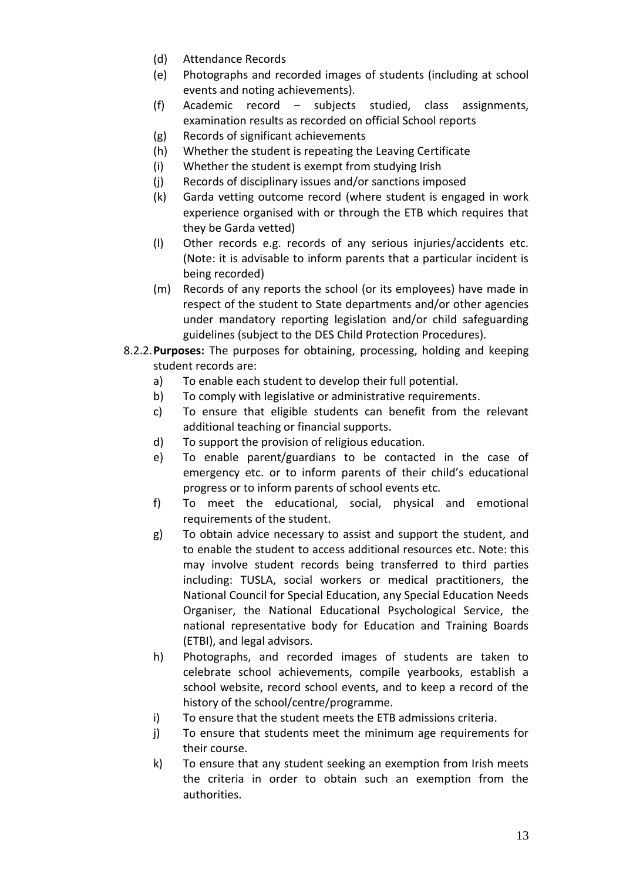(d) Attendance Records

(e) Photographs and recorded images of students (including at school events and noting achievements).

(f) Academic record – subjects studied, class assignments, examination results as recorded on official School reports

(g) Records of significant achievements

(h) Whether the student is repeating the Leaving Certificate

(i) Whether the student is exempt from studying Irish

(j) Records of disciplinary issues and/or sanctions imposed

(k) Garda vetting outcome record (where student is engaged in work experience organised with or through the ETB which requires that they be Garda vetted)

(l) Other records e.g. records of any serious injuries/accidents etc. (Note: it is advisable to inform parents that a particular incident is being recorded)

(m) Records of any reports the school (or its employees) have made in respect of the student to State departments and/or other agencies under mandatory reporting legislation and/or child safeguarding guidelines (subject to the DES Child Protection Procedures).

8.2.2. **Purposes:** The purposes for obtaining, processing, holding and keeping student records are:

a) To enable each student to develop their full potential.

b) To comply with legislative or administrative requirements.

c) To ensure that eligible students can benefit from the relevant additional teaching or financial supports.

d) To support the provision of religious education.

e) To enable parent/guardians to be contacted in the case of emergency etc. or to inform parents of their child's educational progress or to inform parents of school events etc.

f) To meet the educational, social, physical and emotional requirements of the student.

g) To obtain advice necessary to assist and support the student, and to enable the student to access additional resources etc. Note: this may involve student records being transferred to third parties including: TUSLA, social workers or medical practitioners, the National Council for Special Education, any Special Education Needs Organiser, the National Educational Psychological Service, the national representative body for Education and Training Boards (ETBI), and legal advisors.

h) Photographs, and recorded images of students are taken to celebrate school achievements, compile yearbooks, establish a school website, record school events, and to keep a record of the history of the school/centre/programme.

i) To ensure that the student meets the ETB admissions criteria.

j) To ensure that students meet the minimum age requirements for their course.

k) To ensure that any student seeking an exemption from Irish meets the criteria in order to obtain such an exemption from the authorities.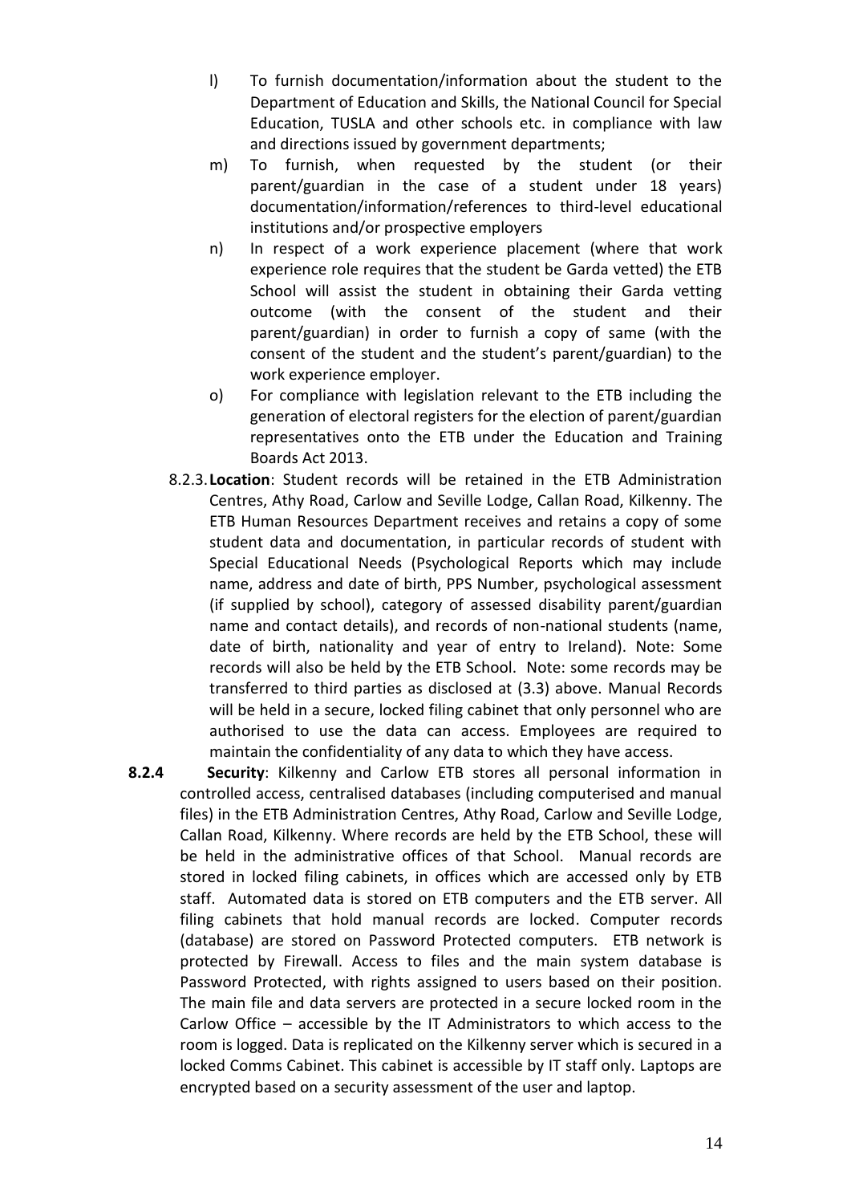l) To furnish documentation/information about the student to the Department of Education and Skills, the National Council for Special Education, TUSLA and other schools etc. in compliance with law and directions issued by government departments;

m) To furnish, when requested by the student (or their parent/guardian in the case of a student under 18 years) documentation/information/references to third-level educational institutions and/or prospective employers

n) In respect of a work experience placement (where that work experience role requires that the student be Garda vetted) the ETB School will assist the student in obtaining their Garda vetting outcome (with the consent of the student and their parent/guardian) in order to furnish a copy of same (with the consent of the student and the student's parent/guardian) to the work experience employer.

o) For compliance with legislation relevant to the ETB including the generation of electoral registers for the election of parent/guardian representatives onto the ETB under the Education and Training Boards Act 2013.

8.2.3. **Location**: Student records will be retained in the ETB Administration Centres, Athy Road, Carlow and Seville Lodge, Callan Road, Kilkenny. The ETB Human Resources Department receives and retains a copy of some student data and documentation, in particular records of student with Special Educational Needs (Psychological Reports which may include name, address and date of birth, PPS Number, psychological assessment (if supplied by school), category of assessed disability parent/guardian name and contact details), and records of non-national students (name, date of birth, nationality and year of entry to Ireland). Note: Some records will also be held by the ETB School. Note: some records may be transferred to third parties as disclosed at (3.3) above. Manual Records will be held in a secure, locked filing cabinet that only personnel who are authorised to use the data can access. Employees are required to maintain the confidentiality of any data to which they have access.

**8.2.4** **Security**: Kilkenny and Carlow ETB stores all personal information in controlled access, centralised databases (including computerised and manual files) in the ETB Administration Centres, Athy Road, Carlow and Seville Lodge, Callan Road, Kilkenny. Where records are held by the ETB School, these will be held in the administrative offices of that School. Manual records are stored in locked filing cabinets, in offices which are accessed only by ETB staff. Automated data is stored on ETB computers and the ETB server. All filing cabinets that hold manual records are locked. Computer records (database) are stored on Password Protected computers. ETB network is protected by Firewall. Access to files and the main system database is Password Protected, with rights assigned to users based on their position. The main file and data servers are protected in a secure locked room in the Carlow Office – accessible by the IT Administrators to which access to the room is logged. Data is replicated on the Kilkenny server which is secured in a locked Comms Cabinet. This cabinet is accessible by IT staff only. Laptops are encrypted based on a security assessment of the user and laptop.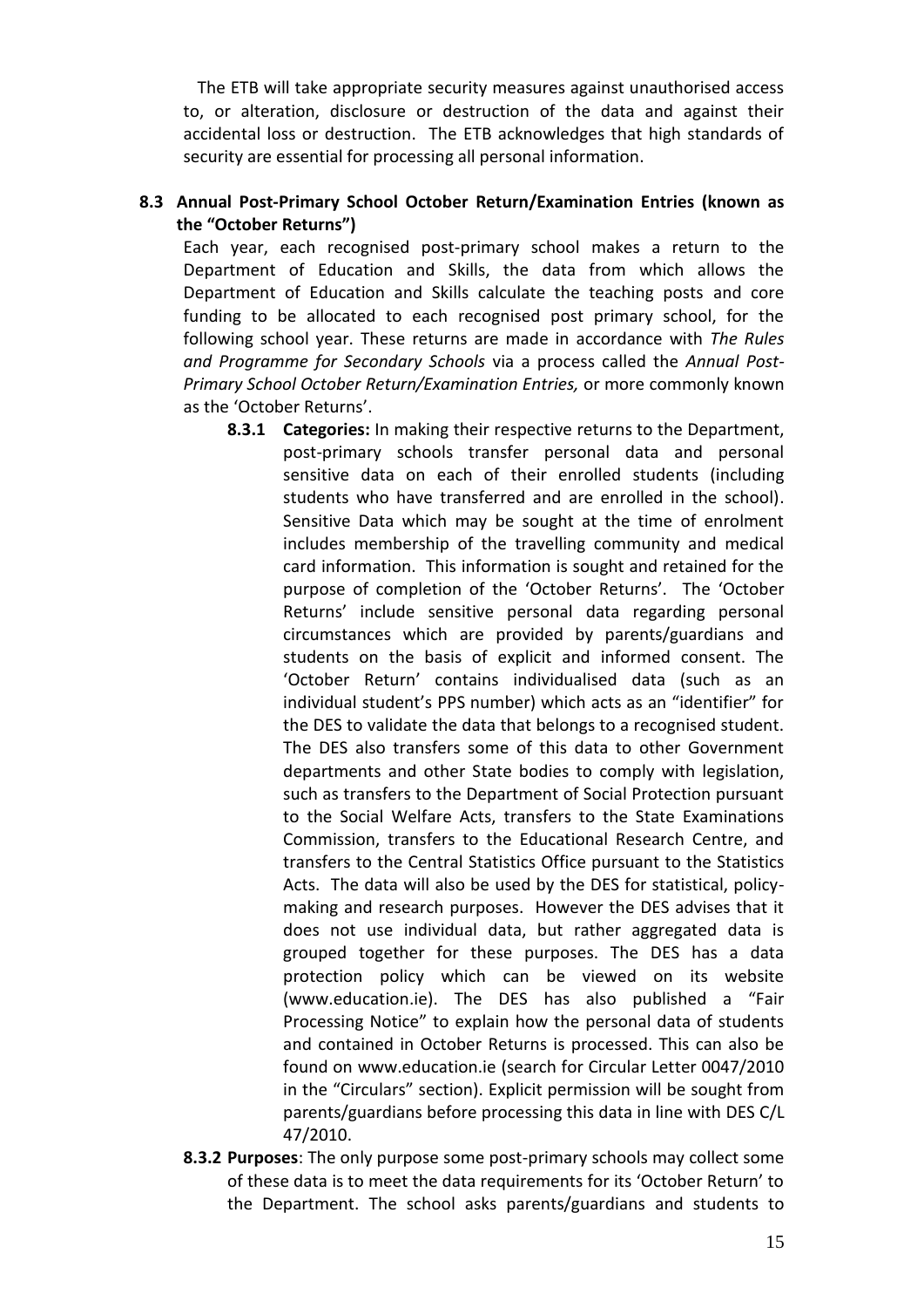The ETB will take appropriate security measures against unauthorised access to, or alteration, disclosure or destruction of the data and against their accidental loss or destruction. The ETB acknowledges that high standards of security are essential for processing all personal information.

### 8.3 Annual Post-Primary School October Return/Examination Entries (known as the "October Returns")

Each year, each recognised post-primary school makes a return to the Department of Education and Skills, the data from which allows the Department of Education and Skills calculate the teaching posts and core funding to be allocated to each recognised post primary school, for the following school year. These returns are made in accordance with *The Rules and Programme for Secondary Schools* via a process called the *Annual Post-Primary School October Return/Examination Entries,* or more commonly known as the 'October Returns'.

**8.3.1 Categories:** In making their respective returns to the Department, post-primary schools transfer personal data and personal sensitive data on each of their enrolled students (including students who have transferred and are enrolled in the school). Sensitive Data which may be sought at the time of enrolment includes membership of the travelling community and medical card information. This information is sought and retained for the purpose of completion of the 'October Returns'. The 'October Returns' include sensitive personal data regarding personal circumstances which are provided by parents/guardians and students on the basis of explicit and informed consent. The 'October Return' contains individualised data (such as an individual student's PPS number) which acts as an "identifier" for the DES to validate the data that belongs to a recognised student. The DES also transfers some of this data to other Government departments and other State bodies to comply with legislation, such as transfers to the Department of Social Protection pursuant to the Social Welfare Acts, transfers to the State Examinations Commission, transfers to the Educational Research Centre, and transfers to the Central Statistics Office pursuant to the Statistics Acts. The data will also be used by the DES for statistical, policy-making and research purposes. However the DES advises that it does not use individual data, but rather aggregated data is grouped together for these purposes. The DES has a data protection policy which can be viewed on its website (www.education.ie). The DES has also published a "Fair Processing Notice" to explain how the personal data of students and contained in October Returns is processed. This can also be found on www.education.ie (search for Circular Letter 0047/2010 in the "Circulars" section). Explicit permission will be sought from parents/guardians before processing this data in line with DES C/L 47/2010.

**8.3.2 Purposes**: The only purpose some post-primary schools may collect some of these data is to meet the data requirements for its 'October Return' to the Department. The school asks parents/guardians and students to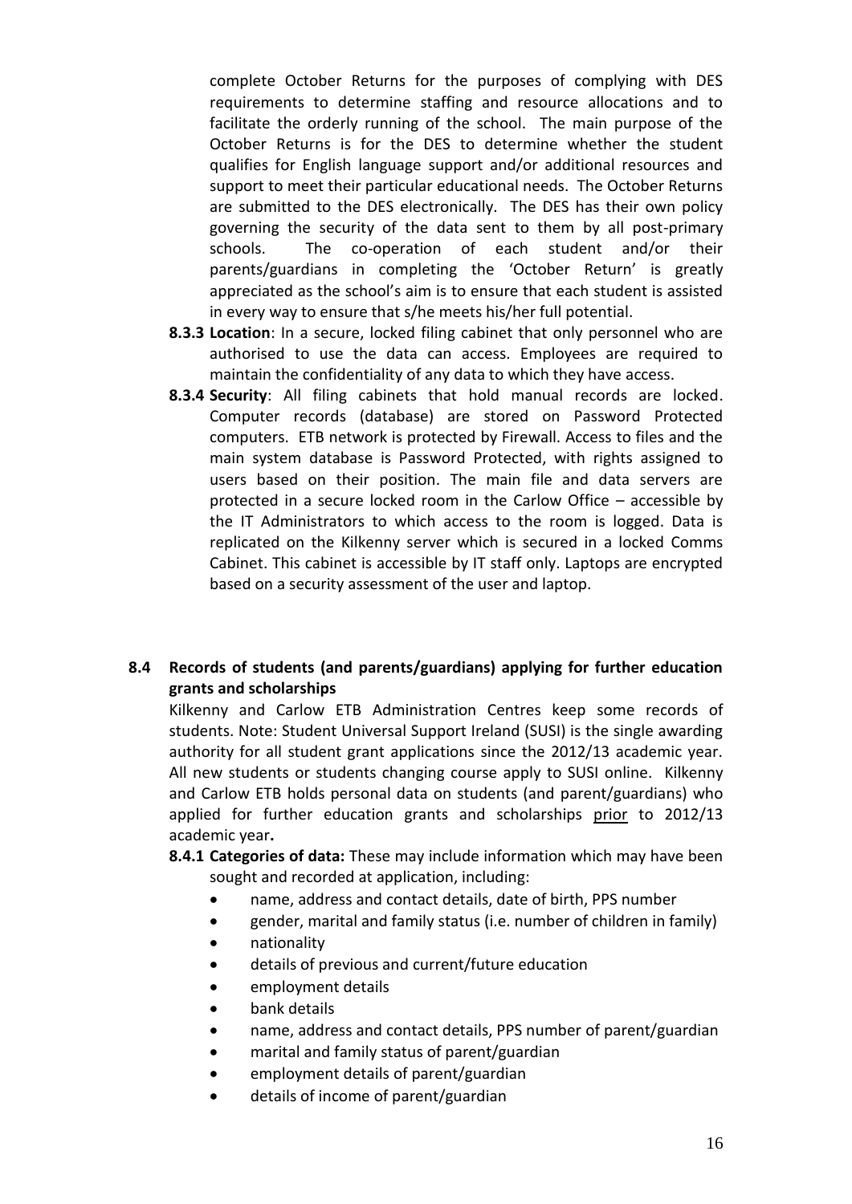complete October Returns for the purposes of complying with DES requirements to determine staffing and resource allocations and to facilitate the orderly running of the school. The main purpose of the October Returns is for the DES to determine whether the student qualifies for English language support and/or additional resources and support to meet their particular educational needs. The October Returns are submitted to the DES electronically. The DES has their own policy governing the security of the data sent to them by all post-primary schools. The co-operation of each student and/or their parents/guardians in completing the 'October Return' is greatly appreciated as the school's aim is to ensure that each student is assisted in every way to ensure that s/he meets his/her full potential.

**8.3.3 Location**: In a secure, locked filing cabinet that only personnel who are authorised to use the data can access. Employees are required to maintain the confidentiality of any data to which they have access.

**8.3.4 Security**: All filing cabinets that hold manual records are locked. Computer records (database) are stored on Password Protected computers. ETB network is protected by Firewall. Access to files and the main system database is Password Protected, with rights assigned to users based on their position. The main file and data servers are protected in a secure locked room in the Carlow Office – accessible by the IT Administrators to which access to the room is logged. Data is replicated on the Kilkenny server which is secured in a locked Comms Cabinet. This cabinet is accessible by IT staff only. Laptops are encrypted based on a security assessment of the user and laptop.

## 8.4 Records of students (and parents/guardians) applying for further education grants and scholarships

Kilkenny and Carlow ETB Administration Centres keep some records of students. Note: Student Universal Support Ireland (SUSI) is the single awarding authority for all student grant applications since the 2012/13 academic year. All new students or students changing course apply to SUSI online. Kilkenny and Carlow ETB holds personal data on students (and parent/guardians) who applied for further education grants and scholarships <u>prior</u> to 2012/13 academic year**.**

**8.4.1 Categories of data:** These may include information which may have been sought and recorded at application, including:

- name, address and contact details, date of birth, PPS number
- gender, marital and family status (i.e. number of children in family)
- nationality
- details of previous and current/future education
- employment details
- bank details
- name, address and contact details, PPS number of parent/guardian
- marital and family status of parent/guardian
- employment details of parent/guardian
- details of income of parent/guardian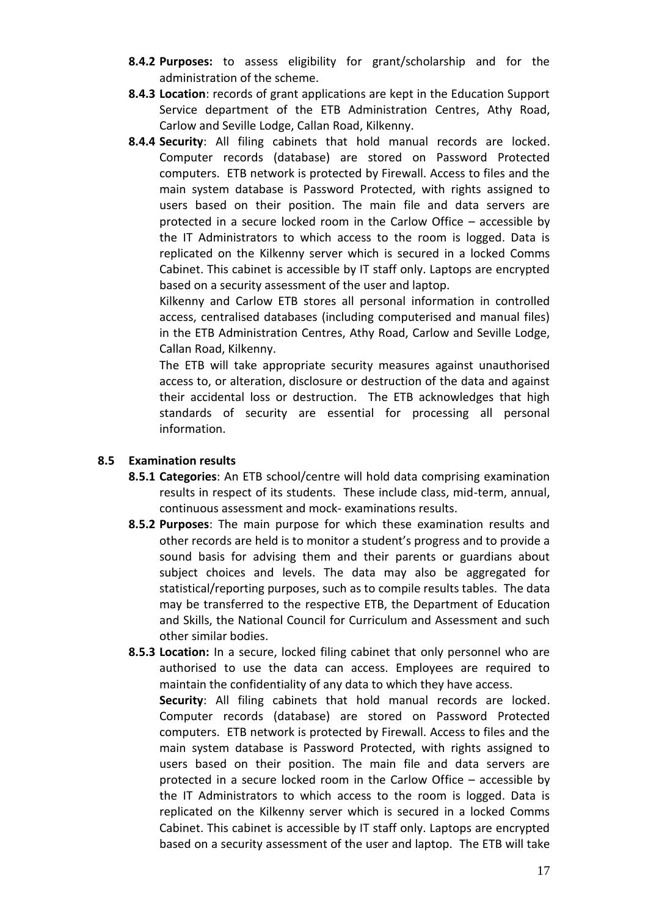**8.4.2 Purposes:** to assess eligibility for grant/scholarship and for the administration of the scheme.

**8.4.3 Location**: records of grant applications are kept in the Education Support Service department of the ETB Administration Centres, Athy Road, Carlow and Seville Lodge, Callan Road, Kilkenny.

**8.4.4 Security**: All filing cabinets that hold manual records are locked. Computer records (database) are stored on Password Protected computers. ETB network is protected by Firewall. Access to files and the main system database is Password Protected, with rights assigned to users based on their position. The main file and data servers are protected in a secure locked room in the Carlow Office – accessible by the IT Administrators to which access to the room is logged. Data is replicated on the Kilkenny server which is secured in a locked Comms Cabinet. This cabinet is accessible by IT staff only. Laptops are encrypted based on a security assessment of the user and laptop.

Kilkenny and Carlow ETB stores all personal information in controlled access, centralised databases (including computerised and manual files) in the ETB Administration Centres, Athy Road, Carlow and Seville Lodge, Callan Road, Kilkenny.

The ETB will take appropriate security measures against unauthorised access to, or alteration, disclosure or destruction of the data and against their accidental loss or destruction. The ETB acknowledges that high standards of security are essential for processing all personal information.

**8.5 Examination results**

**8.5.1 Categories**: An ETB school/centre will hold data comprising examination results in respect of its students. These include class, mid-term, annual, continuous assessment and mock- examinations results.

**8.5.2 Purposes**: The main purpose for which these examination results and other records are held is to monitor a student's progress and to provide a sound basis for advising them and their parents or guardians about subject choices and levels. The data may also be aggregated for statistical/reporting purposes, such as to compile results tables. The data may be transferred to the respective ETB, the Department of Education and Skills, the National Council for Curriculum and Assessment and such other similar bodies.

**8.5.3 Location:** In a secure, locked filing cabinet that only personnel who are authorised to use the data can access. Employees are required to maintain the confidentiality of any data to which they have access.

**Security**: All filing cabinets that hold manual records are locked. Computer records (database) are stored on Password Protected computers. ETB network is protected by Firewall. Access to files and the main system database is Password Protected, with rights assigned to users based on their position. The main file and data servers are protected in a secure locked room in the Carlow Office – accessible by the IT Administrators to which access to the room is logged. Data is replicated on the Kilkenny server which is secured in a locked Comms Cabinet. This cabinet is accessible by IT staff only. Laptops are encrypted based on a security assessment of the user and laptop. The ETB will take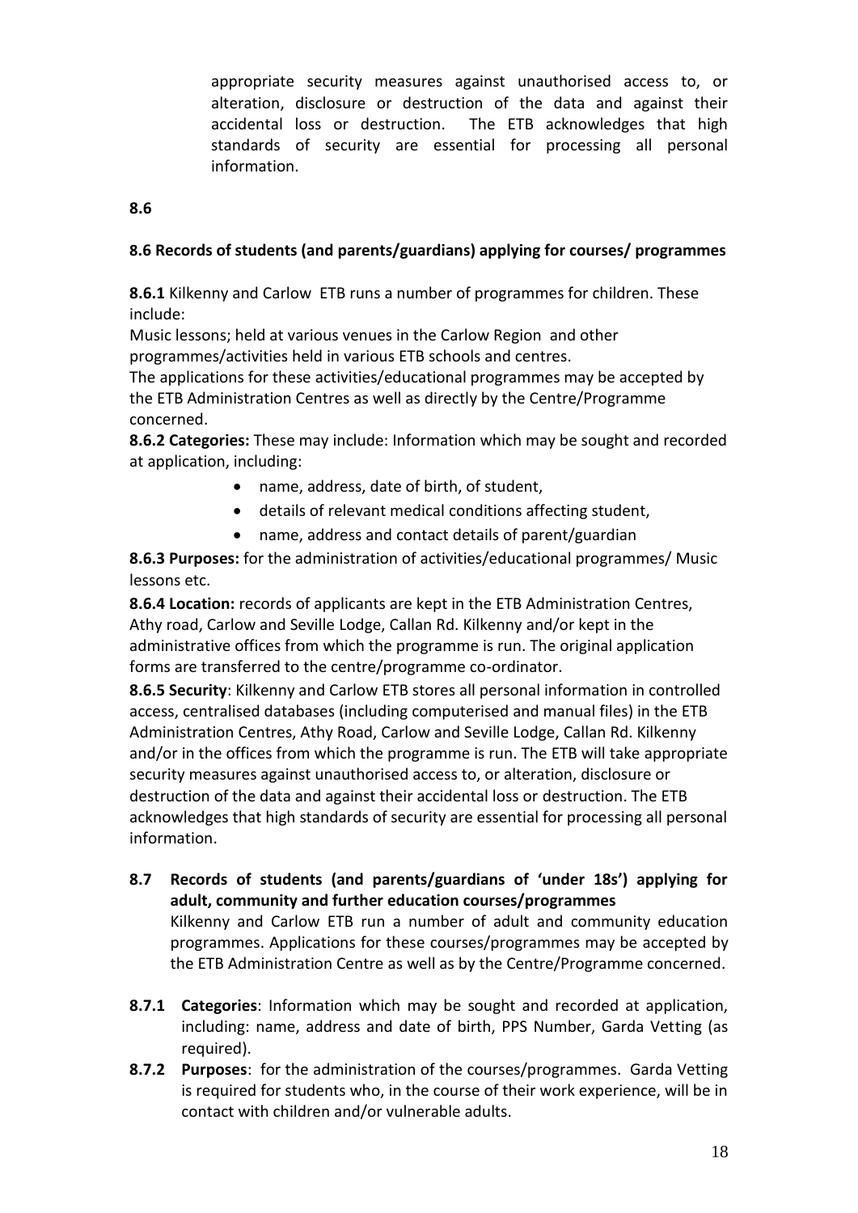appropriate security measures against unauthorised access to, or alteration, disclosure or destruction of the data and against their accidental loss or destruction. The ETB acknowledges that high standards of security are essential for processing all personal information.

**8.6**

**8.6 Records of students (and parents/guardians) applying for courses/ programmes**

**8.6.1** Kilkenny and Carlow ETB runs a number of programmes for children. These include:
Music lessons; held at various venues in the Carlow Region and other programmes/activities held in various ETB schools and centres.
The applications for these activities/educational programmes may be accepted by the ETB Administration Centres as well as directly by the Centre/Programme concerned.

**8.6.2 Categories:** These may include: Information which may be sought and recorded at application, including:

- name, address, date of birth, of student,
- details of relevant medical conditions affecting student,
- name, address and contact details of parent/guardian

**8.6.3 Purposes:** for the administration of activities/educational programmes/ Music lessons etc.

**8.6.4 Location:** records of applicants are kept in the ETB Administration Centres, Athy road, Carlow and Seville Lodge, Callan Rd. Kilkenny and/or kept in the administrative offices from which the programme is run. The original application forms are transferred to the centre/programme co-ordinator.

**8.6.5 Security**: Kilkenny and Carlow ETB stores all personal information in controlled access, centralised databases (including computerised and manual files) in the ETB Administration Centres, Athy Road, Carlow and Seville Lodge, Callan Rd. Kilkenny and/or in the offices from which the programme is run. The ETB will take appropriate security measures against unauthorised access to, or alteration, disclosure or destruction of the data and against their accidental loss or destruction. The ETB acknowledges that high standards of security are essential for processing all personal information.

**8.7 Records of students (and parents/guardians of 'under 18s') applying for adult, community and further education courses/programmes**

Kilkenny and Carlow ETB run a number of adult and community education programmes. Applications for these courses/programmes may be accepted by the ETB Administration Centre as well as by the Centre/Programme concerned.

**8.7.1 Categories**: Information which may be sought and recorded at application, including: name, address and date of birth, PPS Number, Garda Vetting (as required).

**8.7.2 Purposes**: for the administration of the courses/programmes. Garda Vetting is required for students who, in the course of their work experience, will be in contact with children and/or vulnerable adults.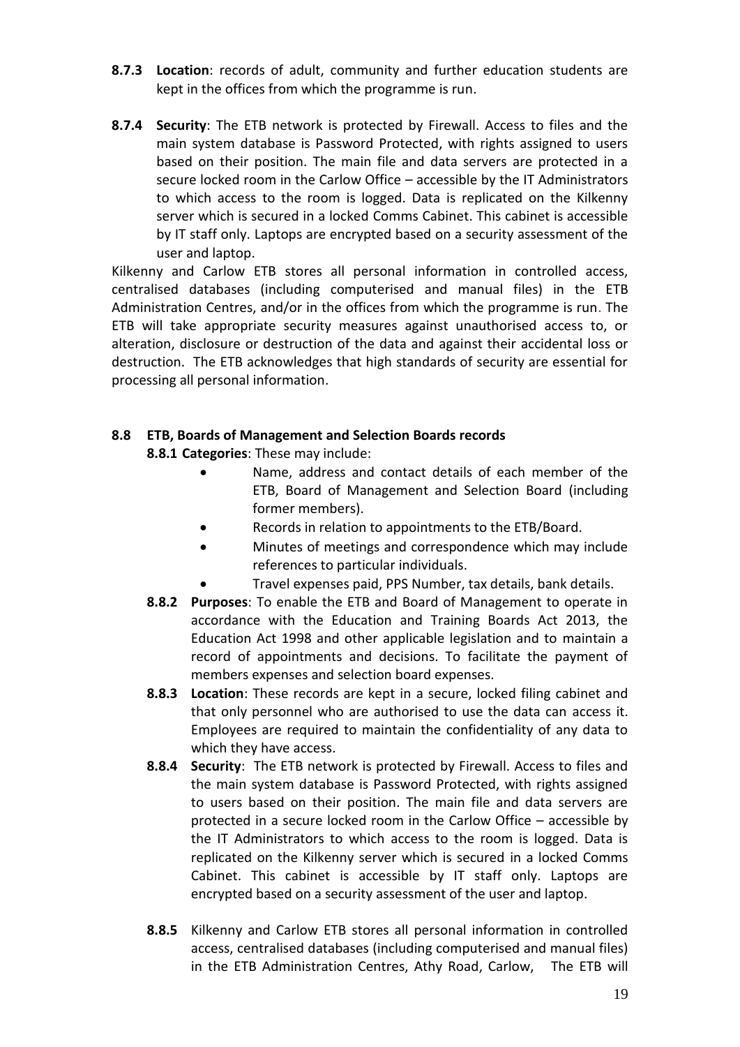**8.7.3 Location**: records of adult, community and further education students are kept in the offices from which the programme is run.

**8.7.4 Security**: The ETB network is protected by Firewall. Access to files and the main system database is Password Protected, with rights assigned to users based on their position. The main file and data servers are protected in a secure locked room in the Carlow Office – accessible by the IT Administrators to which access to the room is logged. Data is replicated on the Kilkenny server which is secured in a locked Comms Cabinet. This cabinet is accessible by IT staff only. Laptops are encrypted based on a security assessment of the user and laptop.

Kilkenny and Carlow ETB stores all personal information in controlled access, centralised databases (including computerised and manual files) in the ETB Administration Centres, and/or in the offices from which the programme is run. The ETB will take appropriate security measures against unauthorised access to, or alteration, disclosure or destruction of the data and against their accidental loss or destruction. The ETB acknowledges that high standards of security are essential for processing all personal information.

### 8.8 ETB, Boards of Management and Selection Boards records

**8.8.1 Categories**: These may include:

- Name, address and contact details of each member of the ETB, Board of Management and Selection Board (including former members).
- Records in relation to appointments to the ETB/Board.
- Minutes of meetings and correspondence which may include references to particular individuals.
- Travel expenses paid, PPS Number, tax details, bank details.

**8.8.2 Purposes**: To enable the ETB and Board of Management to operate in accordance with the Education and Training Boards Act 2013, the Education Act 1998 and other applicable legislation and to maintain a record of appointments and decisions. To facilitate the payment of members expenses and selection board expenses.

**8.8.3 Location**: These records are kept in a secure, locked filing cabinet and that only personnel who are authorised to use the data can access it. Employees are required to maintain the confidentiality of any data to which they have access.

**8.8.4 Security**: The ETB network is protected by Firewall. Access to files and the main system database is Password Protected, with rights assigned to users based on their position. The main file and data servers are protected in a secure locked room in the Carlow Office – accessible by the IT Administrators to which access to the room is logged. Data is replicated on the Kilkenny server which is secured in a locked Comms Cabinet. This cabinet is accessible by IT staff only. Laptops are encrypted based on a security assessment of the user and laptop.

**8.8.5** Kilkenny and Carlow ETB stores all personal information in controlled access, centralised databases (including computerised and manual files) in the ETB Administration Centres, Athy Road, Carlow, The ETB will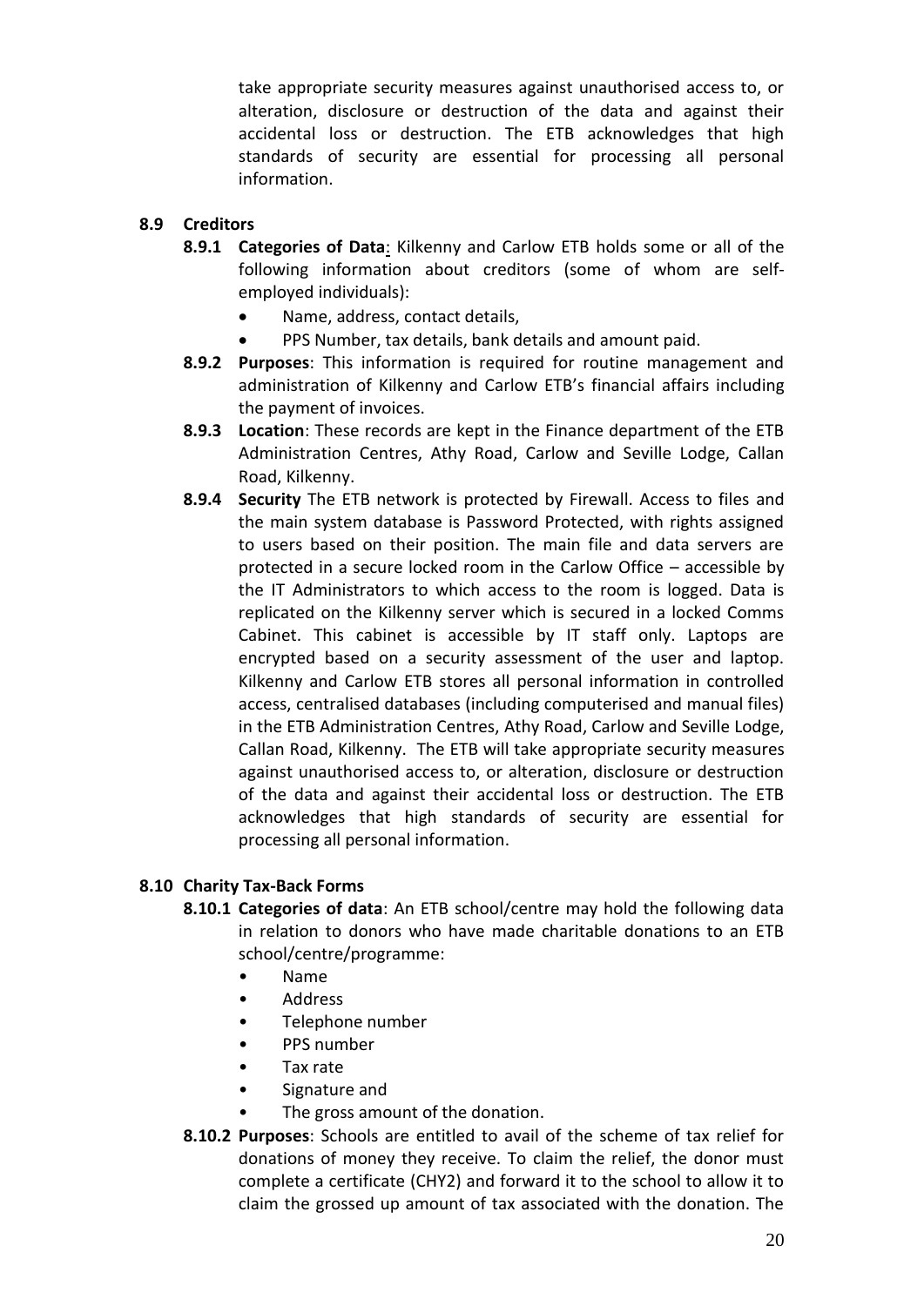take appropriate security measures against unauthorised access to, or alteration, disclosure or destruction of the data and against their accidental loss or destruction. The ETB acknowledges that high standards of security are essential for processing all personal information.

### 8.9 Creditors

**8.9.1 Categories of Data**: Kilkenny and Carlow ETB holds some or all of the following information about creditors (some of whom are self-employed individuals):

- Name, address, contact details,
- PPS Number, tax details, bank details and amount paid.

**8.9.2 Purposes**: This information is required for routine management and administration of Kilkenny and Carlow ETB's financial affairs including the payment of invoices.

**8.9.3 Location**: These records are kept in the Finance department of the ETB Administration Centres, Athy Road, Carlow and Seville Lodge, Callan Road, Kilkenny.

**8.9.4 Security** The ETB network is protected by Firewall. Access to files and the main system database is Password Protected, with rights assigned to users based on their position. The main file and data servers are protected in a secure locked room in the Carlow Office – accessible by the IT Administrators to which access to the room is logged. Data is replicated on the Kilkenny server which is secured in a locked Comms Cabinet. This cabinet is accessible by IT staff only. Laptops are encrypted based on a security assessment of the user and laptop. Kilkenny and Carlow ETB stores all personal information in controlled access, centralised databases (including computerised and manual files) in the ETB Administration Centres, Athy Road, Carlow and Seville Lodge, Callan Road, Kilkenny. The ETB will take appropriate security measures against unauthorised access to, or alteration, disclosure or destruction of the data and against their accidental loss or destruction. The ETB acknowledges that high standards of security are essential for processing all personal information.

### 8.10 Charity Tax-Back Forms

**8.10.1 Categories of data**: An ETB school/centre may hold the following data in relation to donors who have made charitable donations to an ETB school/centre/programme:

- Name
- Address
- Telephone number
- PPS number
- Tax rate
- Signature and
- The gross amount of the donation.

**8.10.2 Purposes**: Schools are entitled to avail of the scheme of tax relief for donations of money they receive. To claim the relief, the donor must complete a certificate (CHY2) and forward it to the school to allow it to claim the grossed up amount of tax associated with the donation. The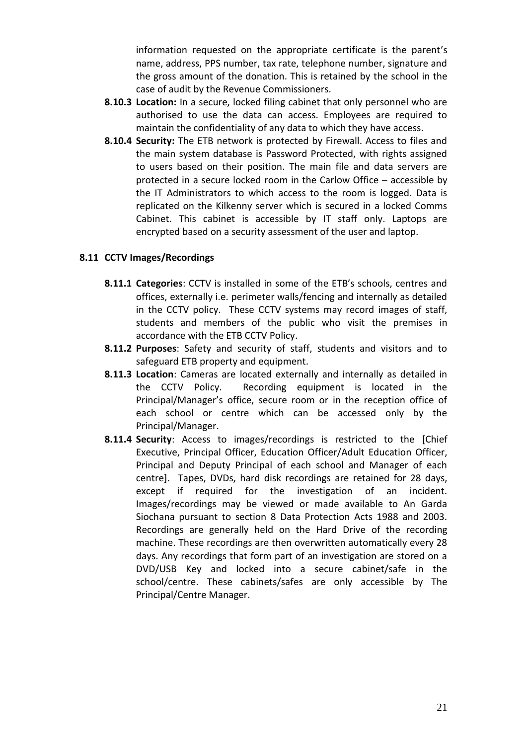information requested on the appropriate certificate is the parent's name, address, PPS number, tax rate, telephone number, signature and the gross amount of the donation. This is retained by the school in the case of audit by the Revenue Commissioners.

**8.10.3 Location:** In a secure, locked filing cabinet that only personnel who are authorised to use the data can access. Employees are required to maintain the confidentiality of any data to which they have access.

**8.10.4 Security:** The ETB network is protected by Firewall. Access to files and the main system database is Password Protected, with rights assigned to users based on their position. The main file and data servers are protected in a secure locked room in the Carlow Office – accessible by the IT Administrators to which access to the room is logged. Data is replicated on the Kilkenny server which is secured in a locked Comms Cabinet. This cabinet is accessible by IT staff only. Laptops are encrypted based on a security assessment of the user and laptop.

### 8.11 CCTV Images/Recordings

**8.11.1 Categories**: CCTV is installed in some of the ETB's schools, centres and offices, externally i.e. perimeter walls/fencing and internally as detailed in the CCTV policy. These CCTV systems may record images of staff, students and members of the public who visit the premises in accordance with the ETB CCTV Policy.

**8.11.2 Purposes**: Safety and security of staff, students and visitors and to safeguard ETB property and equipment.

**8.11.3 Location**: Cameras are located externally and internally as detailed in the CCTV Policy. Recording equipment is located in the Principal/Manager's office, secure room or in the reception office of each school or centre which can be accessed only by the Principal/Manager.

**8.11.4 Security**: Access to images/recordings is restricted to the [Chief Executive, Principal Officer, Education Officer/Adult Education Officer, Principal and Deputy Principal of each school and Manager of each centre]. Tapes, DVDs, hard disk recordings are retained for 28 days, except if required for the investigation of an incident. Images/recordings may be viewed or made available to An Garda Siochana pursuant to section 8 Data Protection Acts 1988 and 2003. Recordings are generally held on the Hard Drive of the recording machine. These recordings are then overwritten automatically every 28 days. Any recordings that form part of an investigation are stored on a DVD/USB Key and locked into a secure cabinet/safe in the school/centre. These cabinets/safes are only accessible by The Principal/Centre Manager.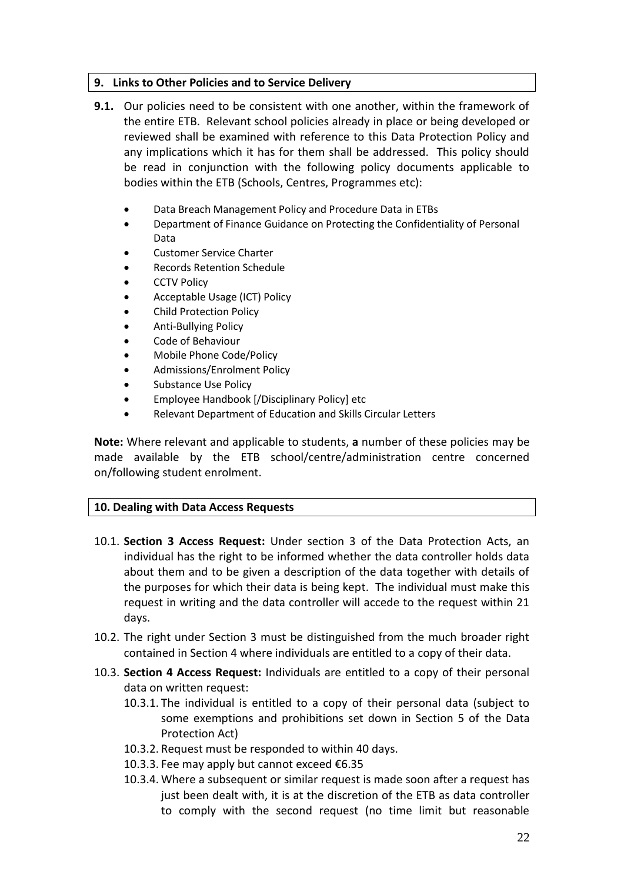## 9. Links to Other Policies and to Service Delivery

**9.1.** Our policies need to be consistent with one another, within the framework of the entire ETB. Relevant school policies already in place or being developed or reviewed shall be examined with reference to this Data Protection Policy and any implications which it has for them shall be addressed. This policy should be read in conjunction with the following policy documents applicable to bodies within the ETB (Schools, Centres, Programmes etc):

- Data Breach Management Policy and Procedure Data in ETBs
- Department of Finance Guidance on Protecting the Confidentiality of Personal Data
- Customer Service Charter
- Records Retention Schedule
- CCTV Policy
- Acceptable Usage (ICT) Policy
- Child Protection Policy
- Anti-Bullying Policy
- Code of Behaviour
- Mobile Phone Code/Policy
- Admissions/Enrolment Policy
- Substance Use Policy
- Employee Handbook [/Disciplinary Policy] etc
- Relevant Department of Education and Skills Circular Letters

**Note:** Where relevant and applicable to students, **a** number of these policies may be made available by the ETB school/centre/administration centre concerned on/following student enrolment.

## 10. Dealing with Data Access Requests

10.1. **Section 3 Access Request:** Under section 3 of the Data Protection Acts, an individual has the right to be informed whether the data controller holds data about them and to be given a description of the data together with details of the purposes for which their data is being kept. The individual must make this request in writing and the data controller will accede to the request within 21 days.

10.2. The right under Section 3 must be distinguished from the much broader right contained in Section 4 where individuals are entitled to a copy of their data.

10.3. **Section 4 Access Request:** Individuals are entitled to a copy of their personal data on written request:

- 10.3.1. The individual is entitled to a copy of their personal data (subject to some exemptions and prohibitions set down in Section 5 of the Data Protection Act)
- 10.3.2. Request must be responded to within 40 days.
- 10.3.3. Fee may apply but cannot exceed €6.35
- 10.3.4. Where a subsequent or similar request is made soon after a request has just been dealt with, it is at the discretion of the ETB as data controller to comply with the second request (no time limit but reasonable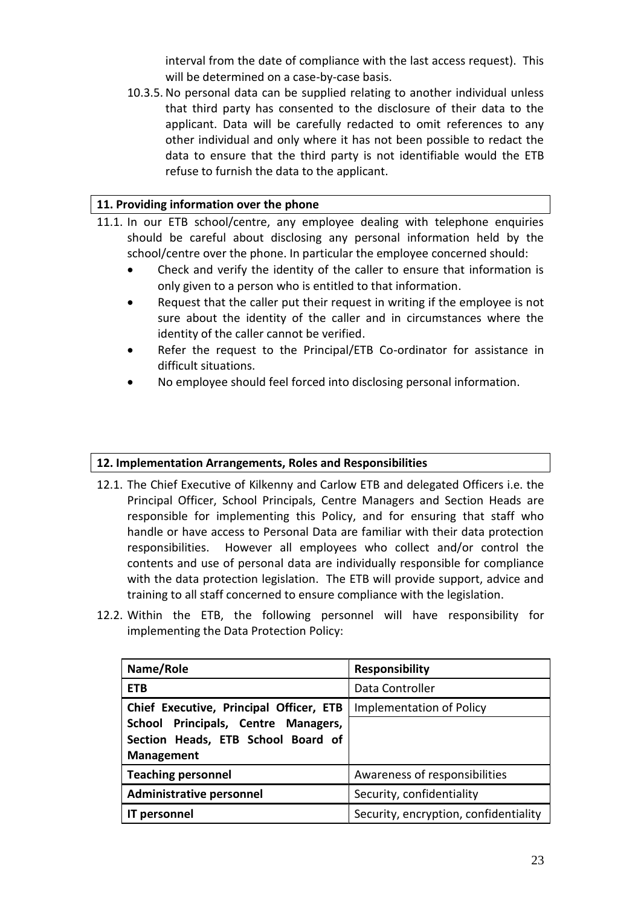interval from the date of compliance with the last access request). This will be determined on a case-by-case basis.

10.3.5. No personal data can be supplied relating to another individual unless that third party has consented to the disclosure of their data to the applicant. Data will be carefully redacted to omit references to any other individual and only where it has not been possible to redact the data to ensure that the third party is not identifiable would the ETB refuse to furnish the data to the applicant.

## 11. Providing information over the phone

11.1. In our ETB school/centre, any employee dealing with telephone enquiries should be careful about disclosing any personal information held by the school/centre over the phone. In particular the employee concerned should:

- Check and verify the identity of the caller to ensure that information is only given to a person who is entitled to that information.
- Request that the caller put their request in writing if the employee is not sure about the identity of the caller and in circumstances where the identity of the caller cannot be verified.
- Refer the request to the Principal/ETB Co-ordinator for assistance in difficult situations.
- No employee should feel forced into disclosing personal information.

## 12. Implementation Arrangements, Roles and Responsibilities

12.1. The Chief Executive of Kilkenny and Carlow ETB and delegated Officers i.e. the Principal Officer, School Principals, Centre Managers and Section Heads are responsible for implementing this Policy, and for ensuring that staff who handle or have access to Personal Data are familiar with their data protection responsibilities. However all employees who collect and/or control the contents and use of personal data are individually responsible for compliance with the data protection legislation. The ETB will provide support, advice and training to all staff concerned to ensure compliance with the legislation.

12.2. Within the ETB, the following personnel will have responsibility for implementing the Data Protection Policy:

| Name/Role | Responsibility |
|---|---|
| **ETB** | Data Controller |
| **Chief Executive, Principal Officer, ETB School Principals, Centre Managers, Section Heads, ETB School Board of Management** | Implementation of Policy |
| **Teaching personnel** | Awareness of responsibilities |
| **Administrative personnel** | Security, confidentiality |
| **IT personnel** | Security, encryption, confidentiality |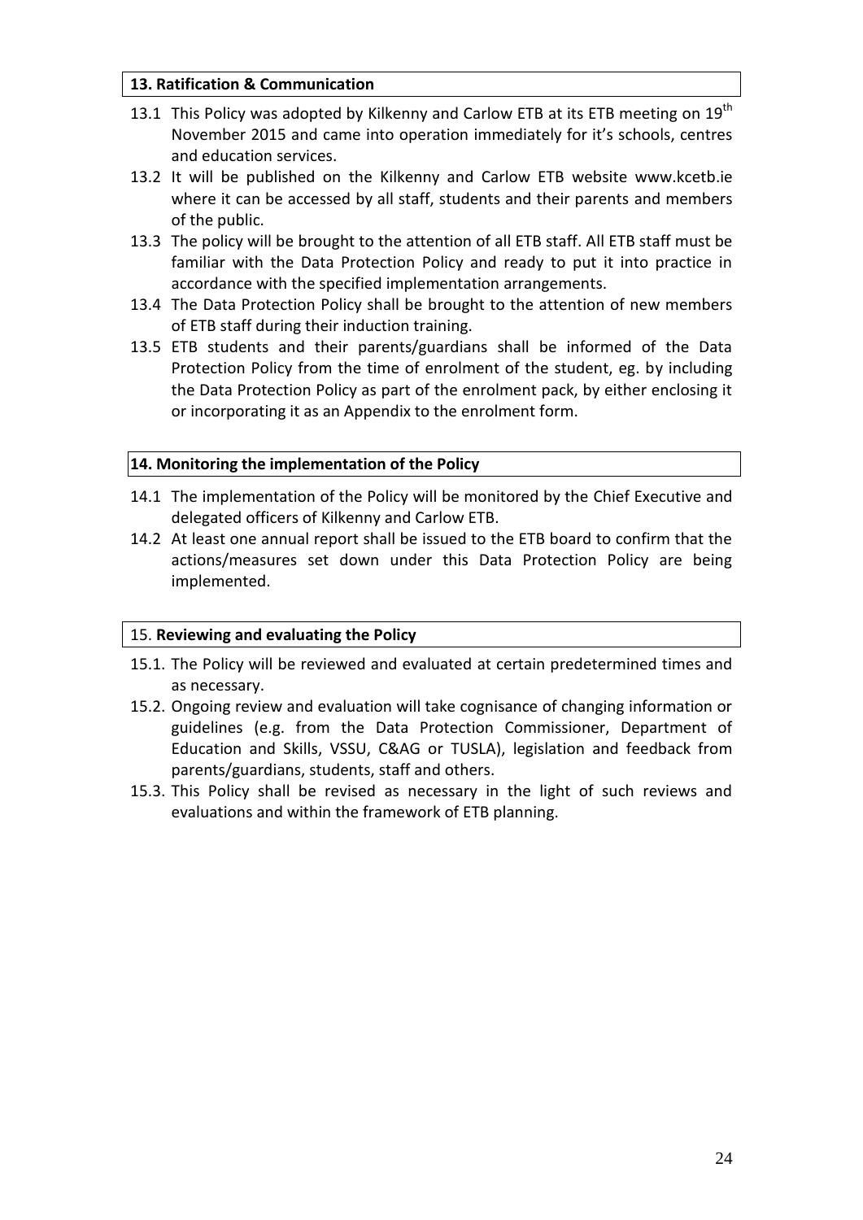### 13. Ratification & Communication

13.1 This Policy was adopted by Kilkenny and Carlow ETB at its ETB meeting on 19th November 2015 and came into operation immediately for it's schools, centres and education services.

13.2 It will be published on the Kilkenny and Carlow ETB website www.kcetb.ie where it can be accessed by all staff, students and their parents and members of the public.

13.3 The policy will be brought to the attention of all ETB staff. All ETB staff must be familiar with the Data Protection Policy and ready to put it into practice in accordance with the specified implementation arrangements.

13.4 The Data Protection Policy shall be brought to the attention of new members of ETB staff during their induction training.

13.5 ETB students and their parents/guardians shall be informed of the Data Protection Policy from the time of enrolment of the student, eg. by including the Data Protection Policy as part of the enrolment pack, by either enclosing it or incorporating it as an Appendix to the enrolment form.

### 14. Monitoring the implementation of the Policy

14.1 The implementation of the Policy will be monitored by the Chief Executive and delegated officers of Kilkenny and Carlow ETB.

14.2 At least one annual report shall be issued to the ETB board to confirm that the actions/measures set down under this Data Protection Policy are being implemented.

### 15. Reviewing and evaluating the Policy

15.1. The Policy will be reviewed and evaluated at certain predetermined times and as necessary.

15.2. Ongoing review and evaluation will take cognisance of changing information or guidelines (e.g. from the Data Protection Commissioner, Department of Education and Skills, VSSU, C&AG or TUSLA), legislation and feedback from parents/guardians, students, staff and others.

15.3. This Policy shall be revised as necessary in the light of such reviews and evaluations and within the framework of ETB planning.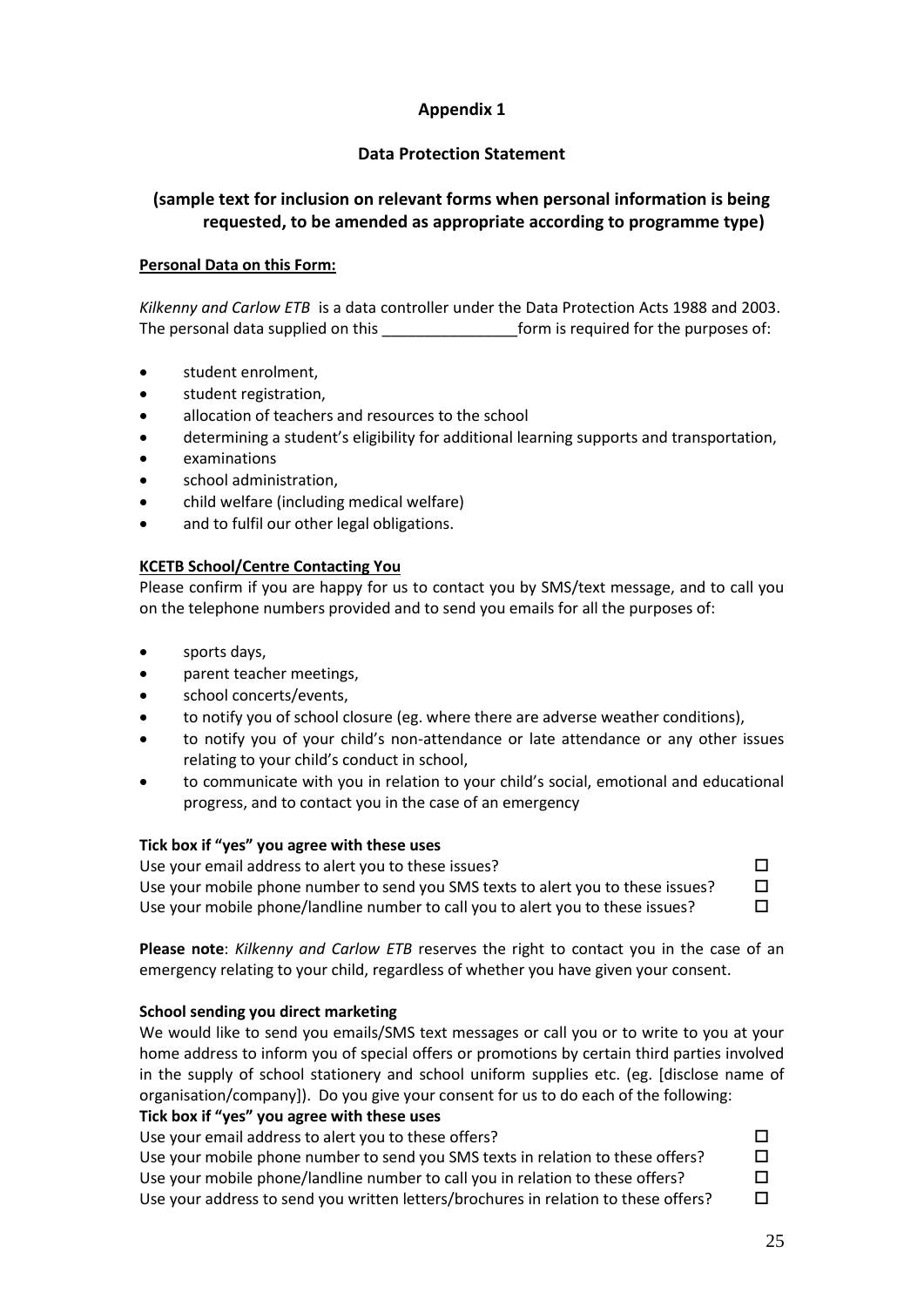## Appendix 1

## Data Protection Statement

### (sample text for inclusion on relevant forms when personal information is being requested, to be amended as appropriate according to programme type)

**Personal Data on this Form:**

*Kilkenny and Carlow ETB* is a data controller under the Data Protection Acts 1988 and 2003. The personal data supplied on this ________________form is required for the purposes of:

- student enrolment,
- student registration,
- allocation of teachers and resources to the school
- determining a student's eligibility for additional learning supports and transportation,
- examinations
- school administration,
- child welfare (including medical welfare)
- and to fulfil our other legal obligations.

**KCETB School/Centre Contacting You**

Please confirm if you are happy for us to contact you by SMS/text message, and to call you on the telephone numbers provided and to send you emails for all the purposes of:

- sports days,
- parent teacher meetings,
- school concerts/events,
- to notify you of school closure (eg. where there are adverse weather conditions),
- to notify you of your child's non-attendance or late attendance or any other issues relating to your child's conduct in school,
- to communicate with you in relation to your child's social, emotional and educational progress, and to contact you in the case of an emergency

**Tick box if "yes" you agree with these uses**

Use your email address to alert you to these issues? ☐
Use your mobile phone number to send you SMS texts to alert you to these issues? ☐
Use your mobile phone/landline number to call you to alert you to these issues? ☐

**Please note**: *Kilkenny and Carlow ETB* reserves the right to contact you in the case of an emergency relating to your child, regardless of whether you have given your consent.

**School sending you direct marketing**

We would like to send you emails/SMS text messages or call you or to write to you at your home address to inform you of special offers or promotions by certain third parties involved in the supply of school stationery and school uniform supplies etc. (eg. [disclose name of organisation/company]). Do you give your consent for us to do each of the following:

**Tick box if "yes" you agree with these uses**

Use your email address to alert you to these offers? ☐
Use your mobile phone number to send you SMS texts in relation to these offers? ☐
Use your mobile phone/landline number to call you in relation to these offers? ☐
Use your address to send you written letters/brochures in relation to these offers? ☐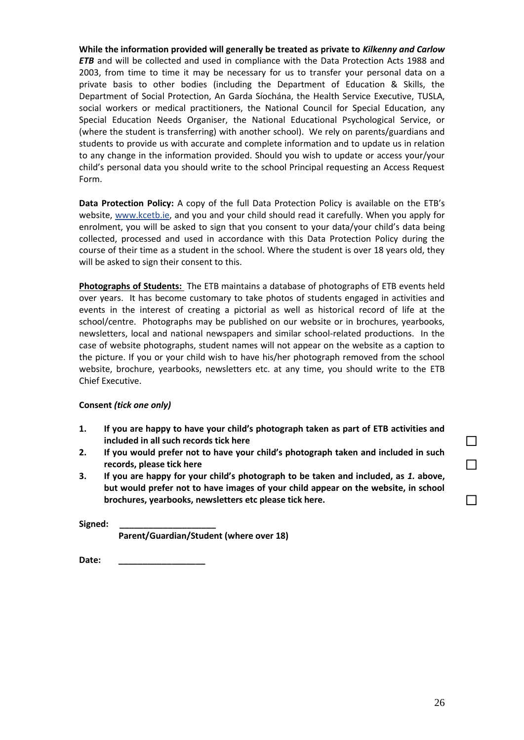**While the information provided will generally be treated as private to *Kilkenny and Carlow ETB*** and will be collected and used in compliance with the Data Protection Acts 1988 and 2003, from time to time it may be necessary for us to transfer your personal data on a private basis to other bodies (including the Department of Education & Skills, the Department of Social Protection, An Garda Síochána, the Health Service Executive, TUSLA, social workers or medical practitioners, the National Council for Special Education, any Special Education Needs Organiser, the National Educational Psychological Service, or (where the student is transferring) with another school). We rely on parents/guardians and students to provide us with accurate and complete information and to update us in relation to any change in the information provided. Should you wish to update or access your/your child's personal data you should write to the school Principal requesting an Access Request Form.

**Data Protection Policy:** A copy of the full Data Protection Policy is available on the ETB's website, www.kcetb.ie, and you and your child should read it carefully. When you apply for enrolment, you will be asked to sign that you consent to your data/your child's data being collected, processed and used in accordance with this Data Protection Policy during the course of their time as a student in the school. Where the student is over 18 years old, they will be asked to sign their consent to this.

**Photographs of Students:** The ETB maintains a database of photographs of ETB events held over years. It has become customary to take photos of students engaged in activities and events in the interest of creating a pictorial as well as historical record of life at the school/centre. Photographs may be published on our website or in brochures, yearbooks, newsletters, local and national newspapers and similar school-related productions. In the case of website photographs, student names will not appear on the website as a caption to the picture. If you or your child wish to have his/her photograph removed from the school website, brochure, yearbooks, newsletters etc. at any time, you should write to the ETB Chief Executive.

**Consent** ***(tick one only)***

1. **If you are happy to have your child's photograph taken as part of ETB activities and included in all such records tick here** ☐
2. **If you would prefer not to have your child's photograph taken and included in such records, please tick here** ☐
3. **If you are happy for your child's photograph to be taken and included, as *1.* above, but would prefer not to have images of your child appear on the website, in school brochures, yearbooks, newsletters etc please tick here.** ☐

**Signed:** ____________________
**Parent/Guardian/Student (where over 18)**

**Date:** __________________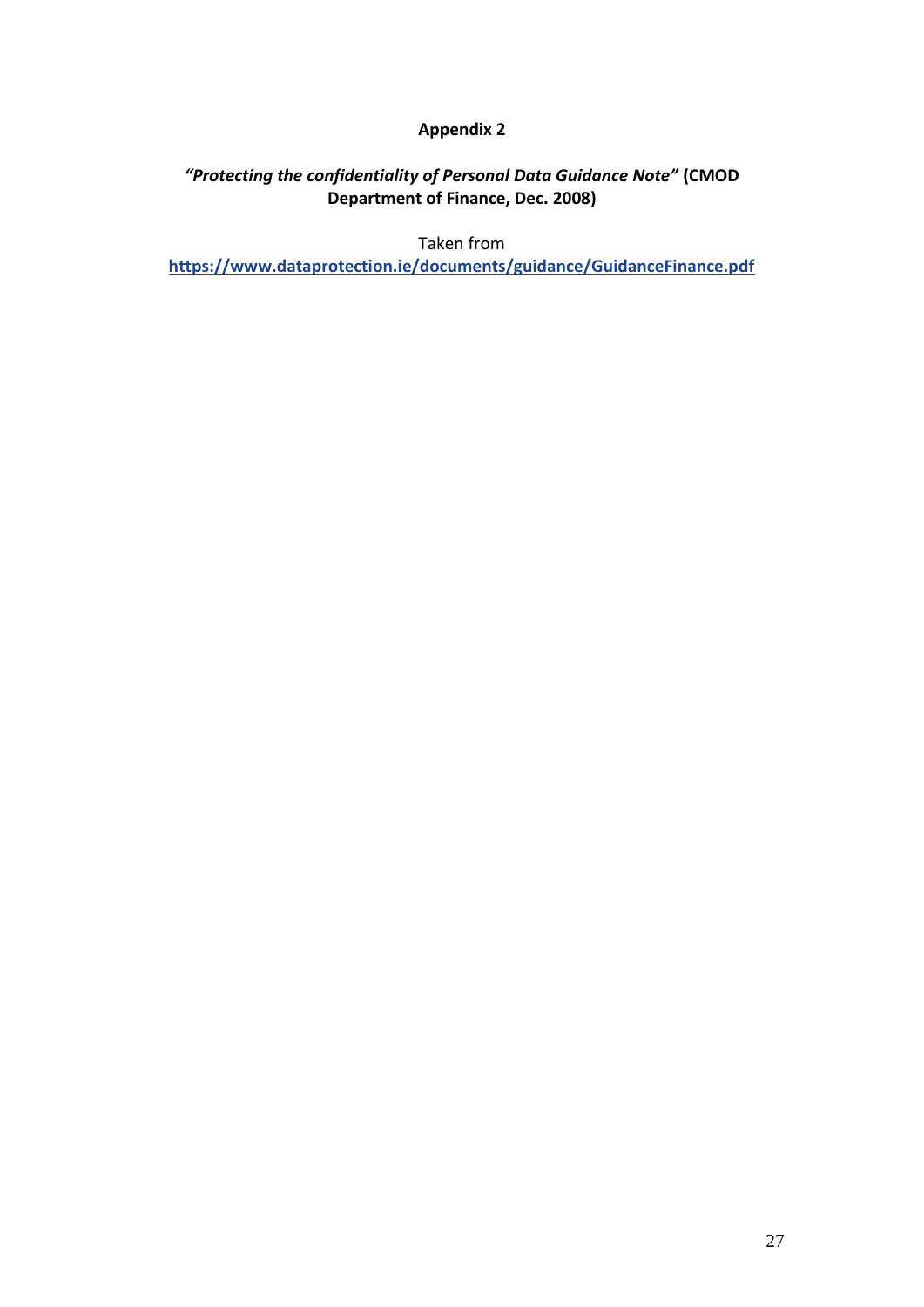# Appendix 2

## *"Protecting the confidentiality of Personal Data Guidance Note"* (CMOD Department of Finance, Dec. 2008)

Taken from

**https://www.dataprotection.ie/documents/guidance/GuidanceFinance.pdf**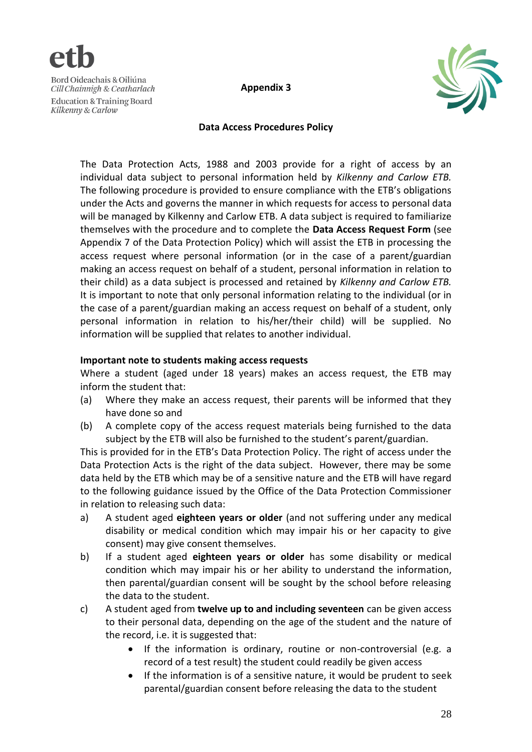Bord Oideachais & Oiliúna
*Cill Chainnigh & Ceatharlach*
Education & Training Board
*Kilkenny & Carlow*

**Appendix 3**

**Data Access Procedures Policy**

The Data Protection Acts, 1988 and 2003 provide for a right of access by an individual data subject to personal information held by *Kilkenny and Carlow ETB.* The following procedure is provided to ensure compliance with the ETB's obligations under the Acts and governs the manner in which requests for access to personal data will be managed by Kilkenny and Carlow ETB. A data subject is required to familiarize themselves with the procedure and to complete the **Data Access Request Form** (see Appendix 7 of the Data Protection Policy) which will assist the ETB in processing the access request where personal information (or in the case of a parent/guardian making an access request on behalf of a student, personal information in relation to their child) as a data subject is processed and retained by *Kilkenny and Carlow ETB.* It is important to note that only personal information relating to the individual (or in the case of a parent/guardian making an access request on behalf of a student, only personal information in relation to his/her/their child) will be supplied. No information will be supplied that relates to another individual.

**Important note to students making access requests**

Where a student (aged under 18 years) makes an access request, the ETB may inform the student that:

(a) Where they make an access request, their parents will be informed that they have done so and

(b) A complete copy of the access request materials being furnished to the data subject by the ETB will also be furnished to the student's parent/guardian.

This is provided for in the ETB's Data Protection Policy. The right of access under the Data Protection Acts is the right of the data subject. However, there may be some data held by the ETB which may be of a sensitive nature and the ETB will have regard to the following guidance issued by the Office of the Data Protection Commissioner in relation to releasing such data:

a) A student aged **eighteen years or older** (and not suffering under any medical disability or medical condition which may impair his or her capacity to give consent) may give consent themselves.

b) If a student aged **eighteen years or older** has some disability or medical condition which may impair his or her ability to understand the information, then parental/guardian consent will be sought by the school before releasing the data to the student.

c) A student aged from **twelve up to and including seventeen** can be given access to their personal data, depending on the age of the student and the nature of the record, i.e. it is suggested that:

   - If the information is ordinary, routine or non-controversial (e.g. a record of a test result) the student could readily be given access
   - If the information is of a sensitive nature, it would be prudent to seek parental/guardian consent before releasing the data to the student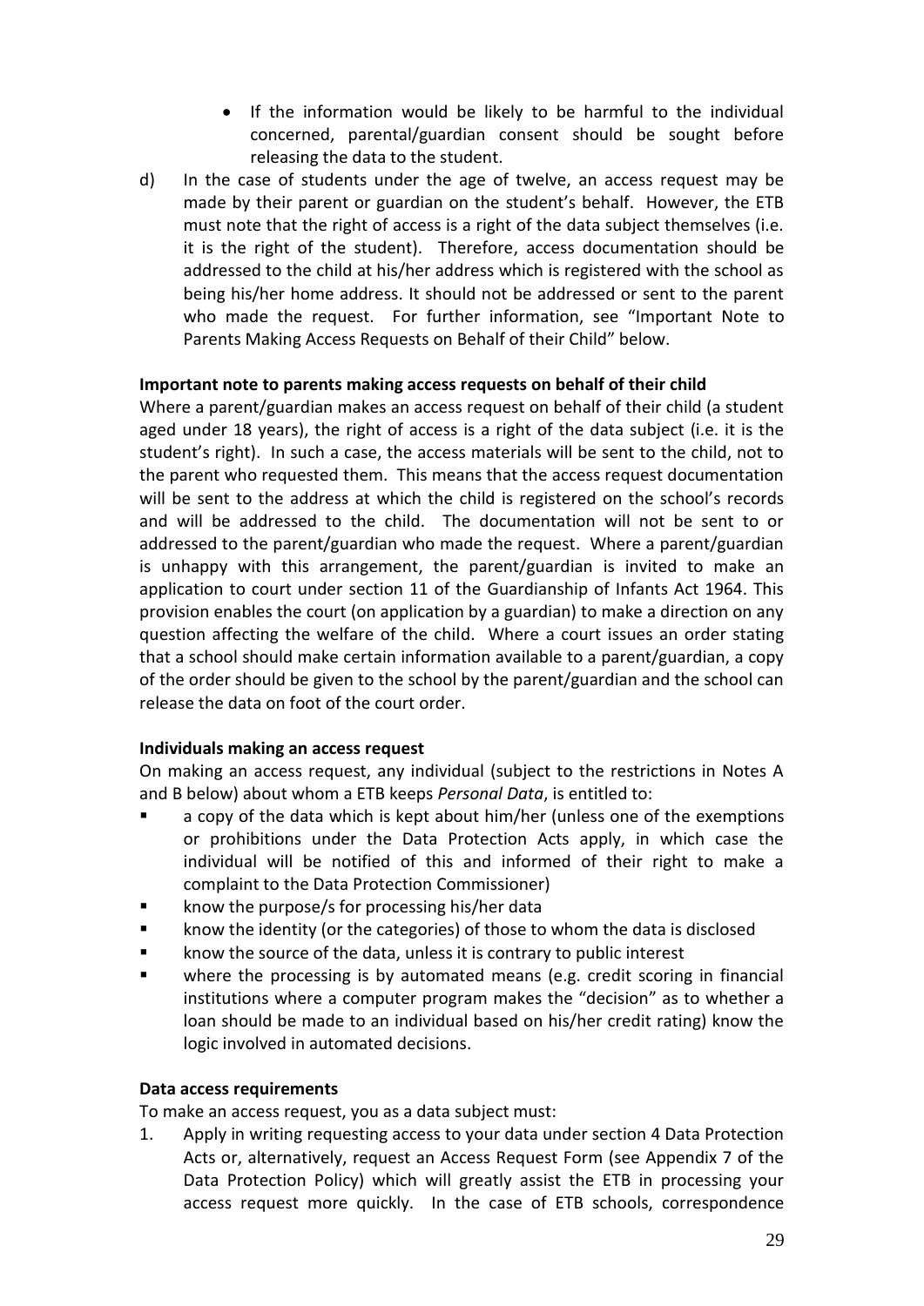- If the information would be likely to be harmful to the individual concerned, parental/guardian consent should be sought before releasing the data to the student.

d) In the case of students under the age of twelve, an access request may be made by their parent or guardian on the student's behalf. However, the ETB must note that the right of access is a right of the data subject themselves (i.e. it is the right of the student). Therefore, access documentation should be addressed to the child at his/her address which is registered with the school as being his/her home address. It should not be addressed or sent to the parent who made the request. For further information, see "Important Note to Parents Making Access Requests on Behalf of their Child" below.

**Important note to parents making access requests on behalf of their child**

Where a parent/guardian makes an access request on behalf of their child (a student aged under 18 years), the right of access is a right of the data subject (i.e. it is the student's right). In such a case, the access materials will be sent to the child, not to the parent who requested them. This means that the access request documentation will be sent to the address at which the child is registered on the school's records and will be addressed to the child. The documentation will not be sent to or addressed to the parent/guardian who made the request. Where a parent/guardian is unhappy with this arrangement, the parent/guardian is invited to make an application to court under section 11 of the Guardianship of Infants Act 1964. This provision enables the court (on application by a guardian) to make a direction on any question affecting the welfare of the child. Where a court issues an order stating that a school should make certain information available to a parent/guardian, a copy of the order should be given to the school by the parent/guardian and the school can release the data on foot of the court order.

**Individuals making an access request**

On making an access request, any individual (subject to the restrictions in Notes A and B below) about whom a ETB keeps *Personal Data*, is entitled to:

- a copy of the data which is kept about him/her (unless one of the exemptions or prohibitions under the Data Protection Acts apply, in which case the individual will be notified of this and informed of their right to make a complaint to the Data Protection Commissioner)
- know the purpose/s for processing his/her data
- know the identity (or the categories) of those to whom the data is disclosed
- know the source of the data, unless it is contrary to public interest
- where the processing is by automated means (e.g. credit scoring in financial institutions where a computer program makes the "decision" as to whether a loan should be made to an individual based on his/her credit rating) know the logic involved in automated decisions.

**Data access requirements**

To make an access request, you as a data subject must:

1. Apply in writing requesting access to your data under section 4 Data Protection Acts or, alternatively, request an Access Request Form (see Appendix 7 of the Data Protection Policy) which will greatly assist the ETB in processing your access request more quickly. In the case of ETB schools, correspondence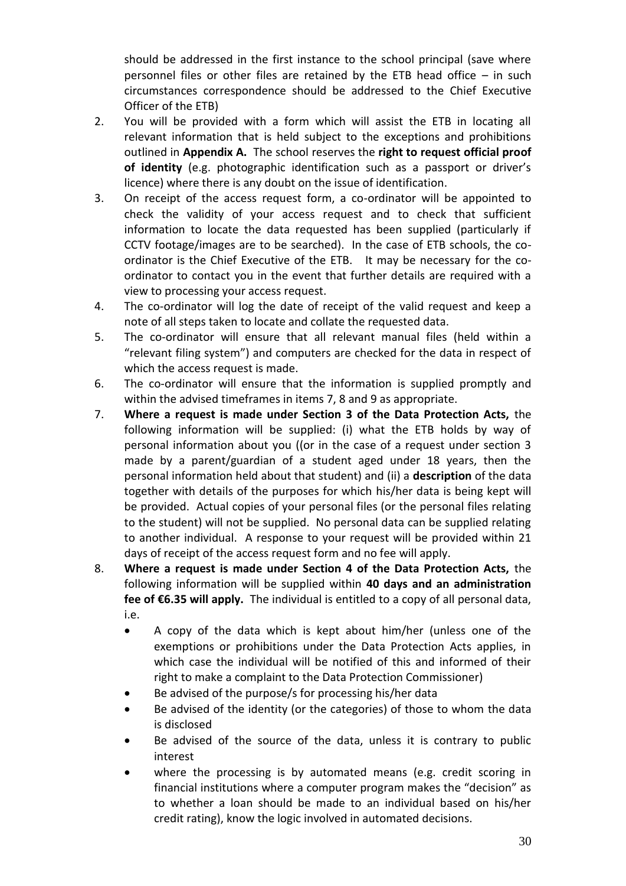should be addressed in the first instance to the school principal (save where personnel files or other files are retained by the ETB head office – in such circumstances correspondence should be addressed to the Chief Executive Officer of the ETB)

2. You will be provided with a form which will assist the ETB in locating all relevant information that is held subject to the exceptions and prohibitions outlined in **Appendix A.** The school reserves the **right to request official proof of identity** (e.g. photographic identification such as a passport or driver's licence) where there is any doubt on the issue of identification.
3. On receipt of the access request form, a co-ordinator will be appointed to check the validity of your access request and to check that sufficient information to locate the data requested has been supplied (particularly if CCTV footage/images are to be searched). In the case of ETB schools, the co-ordinator is the Chief Executive of the ETB. It may be necessary for the co-ordinator to contact you in the event that further details are required with a view to processing your access request.
4. The co-ordinator will log the date of receipt of the valid request and keep a note of all steps taken to locate and collate the requested data.
5. The co-ordinator will ensure that all relevant manual files (held within a "relevant filing system") and computers are checked for the data in respect of which the access request is made.
6. The co-ordinator will ensure that the information is supplied promptly and within the advised timeframes in items 7, 8 and 9 as appropriate.
7. **Where a request is made under Section 3 of the Data Protection Acts,** the following information will be supplied: (i) what the ETB holds by way of personal information about you ((or in the case of a request under section 3 made by a parent/guardian of a student aged under 18 years, then the personal information held about that student) and (ii) a **description** of the data together with details of the purposes for which his/her data is being kept will be provided. Actual copies of your personal files (or the personal files relating to the student) will not be supplied. No personal data can be supplied relating to another individual. A response to your request will be provided within 21 days of receipt of the access request form and no fee will apply.
8. **Where a request is made under Section 4 of the Data Protection Acts,** the following information will be supplied within **40 days and an administration fee of €6.35 will apply.** The individual is entitled to a copy of all personal data, i.e.
   - A copy of the data which is kept about him/her (unless one of the exemptions or prohibitions under the Data Protection Acts applies, in which case the individual will be notified of this and informed of their right to make a complaint to the Data Protection Commissioner)
   - Be advised of the purpose/s for processing his/her data
   - Be advised of the identity (or the categories) of those to whom the data is disclosed
   - Be advised of the source of the data, unless it is contrary to public interest
   - where the processing is by automated means (e.g. credit scoring in financial institutions where a computer program makes the "decision" as to whether a loan should be made to an individual based on his/her credit rating), know the logic involved in automated decisions.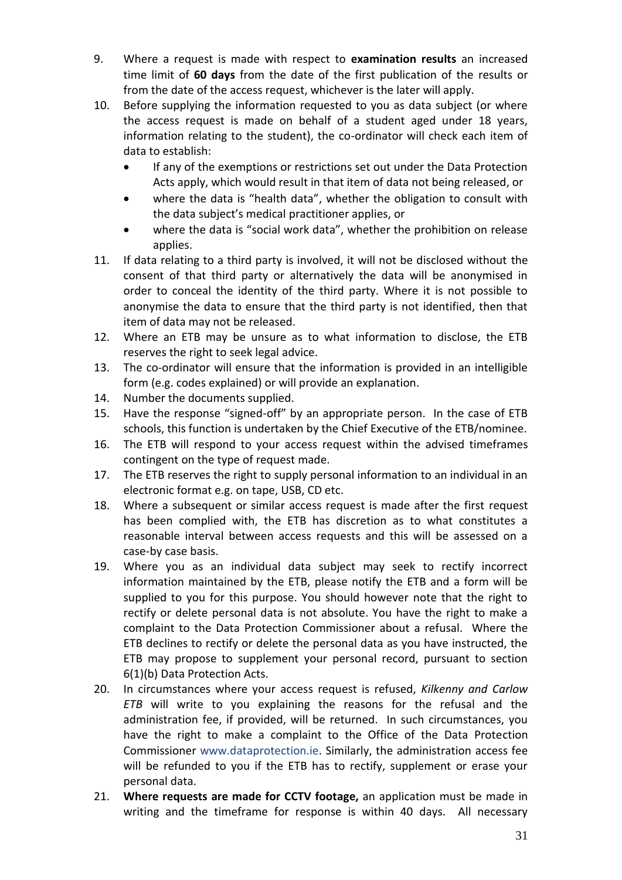9. Where a request is made with respect to **examination results** an increased time limit of **60 days** from the date of the first publication of the results or from the date of the access request, whichever is the later will apply.
10. Before supplying the information requested to you as data subject (or where the access request is made on behalf of a student aged under 18 years, information relating to the student), the co-ordinator will check each item of data to establish:
    - If any of the exemptions or restrictions set out under the Data Protection Acts apply, which would result in that item of data not being released, or
    - where the data is "health data", whether the obligation to consult with the data subject's medical practitioner applies, or
    - where the data is "social work data", whether the prohibition on release applies.
11. If data relating to a third party is involved, it will not be disclosed without the consent of that third party or alternatively the data will be anonymised in order to conceal the identity of the third party. Where it is not possible to anonymise the data to ensure that the third party is not identified, then that item of data may not be released.
12. Where an ETB may be unsure as to what information to disclose, the ETB reserves the right to seek legal advice.
13. The co-ordinator will ensure that the information is provided in an intelligible form (e.g. codes explained) or will provide an explanation.
14. Number the documents supplied.
15. Have the response "signed-off" by an appropriate person. In the case of ETB schools, this function is undertaken by the Chief Executive of the ETB/nominee.
16. The ETB will respond to your access request within the advised timeframes contingent on the type of request made.
17. The ETB reserves the right to supply personal information to an individual in an electronic format e.g. on tape, USB, CD etc.
18. Where a subsequent or similar access request is made after the first request has been complied with, the ETB has discretion as to what constitutes a reasonable interval between access requests and this will be assessed on a case-by case basis.
19. Where you as an individual data subject may seek to rectify incorrect information maintained by the ETB, please notify the ETB and a form will be supplied to you for this purpose. You should however note that the right to rectify or delete personal data is not absolute. You have the right to make a complaint to the Data Protection Commissioner about a refusal. Where the ETB declines to rectify or delete the personal data as you have instructed, the ETB may propose to supplement your personal record, pursuant to section 6(1)(b) Data Protection Acts.
20. In circumstances where your access request is refused, *Kilkenny and Carlow ETB* will write to you explaining the reasons for the refusal and the administration fee, if provided, will be returned. In such circumstances, you have the right to make a complaint to the Office of the Data Protection Commissioner www.dataprotection.ie. Similarly, the administration access fee will be refunded to you if the ETB has to rectify, supplement or erase your personal data.
21. **Where requests are made for CCTV footage,** an application must be made in writing and the timeframe for response is within 40 days. All necessary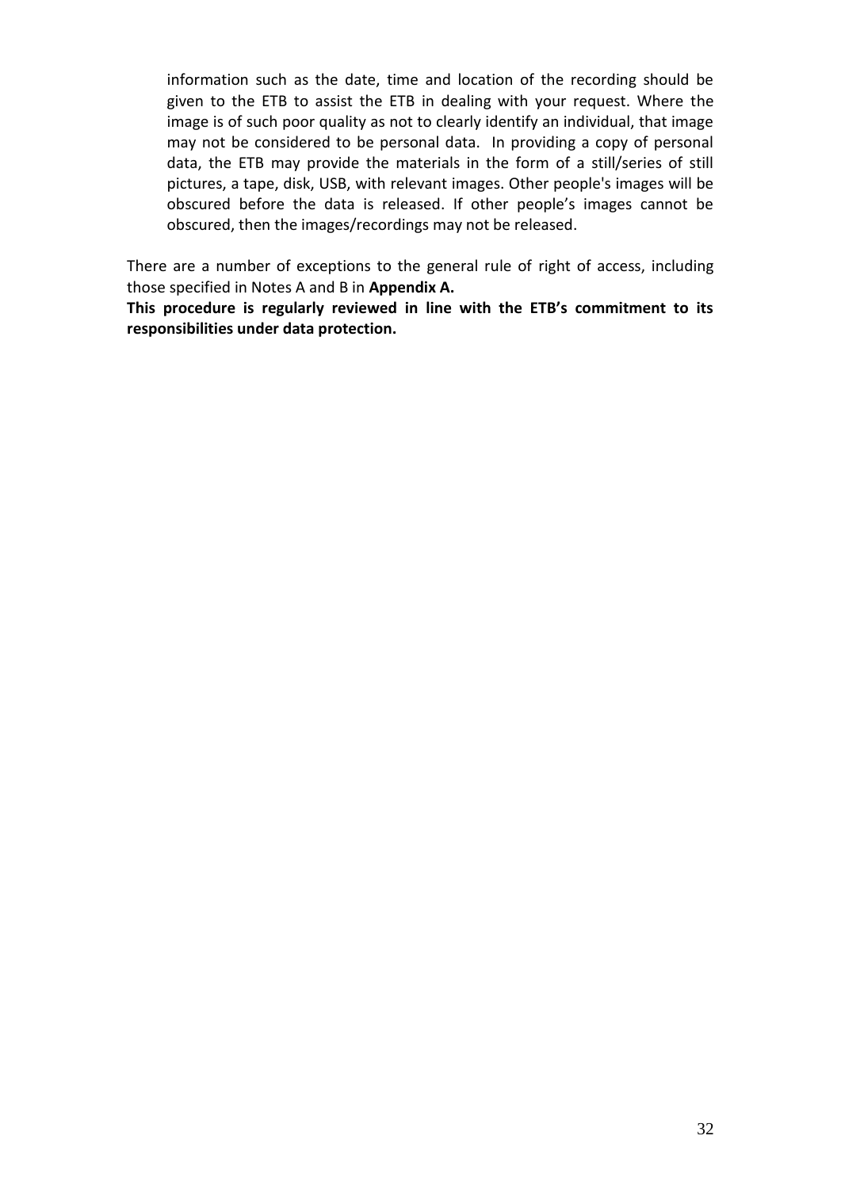information such as the date, time and location of the recording should be given to the ETB to assist the ETB in dealing with your request. Where the image is of such poor quality as not to clearly identify an individual, that image may not be considered to be personal data. In providing a copy of personal data, the ETB may provide the materials in the form of a still/series of still pictures, a tape, disk, USB, with relevant images. Other people's images will be obscured before the data is released. If other people's images cannot be obscured, then the images/recordings may not be released.

There are a number of exceptions to the general rule of right of access, including those specified in Notes A and B in **Appendix A.**

**This procedure is regularly reviewed in line with the ETB's commitment to its responsibilities under data protection.**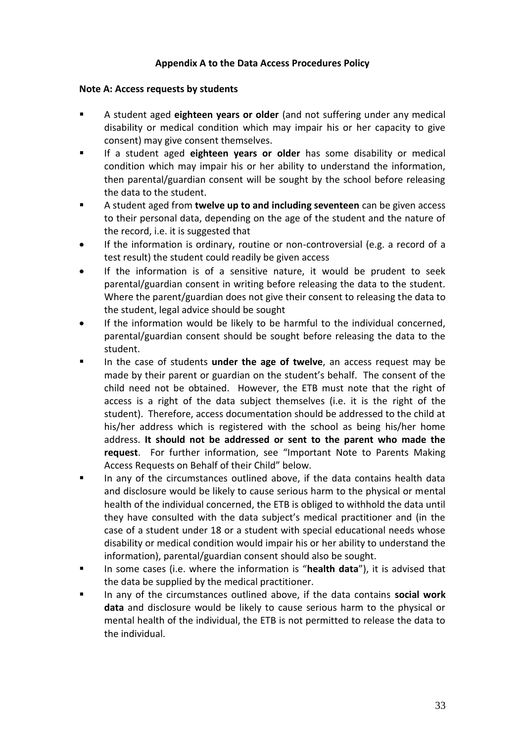**Appendix A to the Data Access Procedures Policy**

**Note A: Access requests by students**

- A student aged **eighteen years or older** (and not suffering under any medical disability or medical condition which may impair his or her capacity to give consent) may give consent themselves.
- If a student aged **eighteen years or older** has some disability or medical condition which may impair his or her ability to understand the information, then parental/guardian consent will be sought by the school before releasing the data to the student.
- A student aged from **twelve up to and including seventeen** can be given access to their personal data, depending on the age of the student and the nature of the record, i.e. it is suggested that
  - If the information is ordinary, routine or non-controversial (e.g. a record of a test result) the student could readily be given access
  - If the information is of a sensitive nature, it would be prudent to seek parental/guardian consent in writing before releasing the data to the student. Where the parent/guardian does not give their consent to releasing the data to the student, legal advice should be sought
  - If the information would be likely to be harmful to the individual concerned, parental/guardian consent should be sought before releasing the data to the student.
- In the case of students **under the age of twelve**, an access request may be made by their parent or guardian on the student's behalf. The consent of the child need not be obtained. However, the ETB must note that the right of access is a right of the data subject themselves (i.e. it is the right of the student). Therefore, access documentation should be addressed to the child at his/her address which is registered with the school as being his/her home address. **It should not be addressed or sent to the parent who made the request**. For further information, see "Important Note to Parents Making Access Requests on Behalf of their Child" below.
- In any of the circumstances outlined above, if the data contains health data and disclosure would be likely to cause serious harm to the physical or mental health of the individual concerned, the ETB is obliged to withhold the data until they have consulted with the data subject's medical practitioner and (in the case of a student under 18 or a student with special educational needs whose disability or medical condition would impair his or her ability to understand the information), parental/guardian consent should also be sought.
- In some cases (i.e. where the information is "**health data**"), it is advised that the data be supplied by the medical practitioner.
- In any of the circumstances outlined above, if the data contains **social work data** and disclosure would be likely to cause serious harm to the physical or mental health of the individual, the ETB is not permitted to release the data to the individual.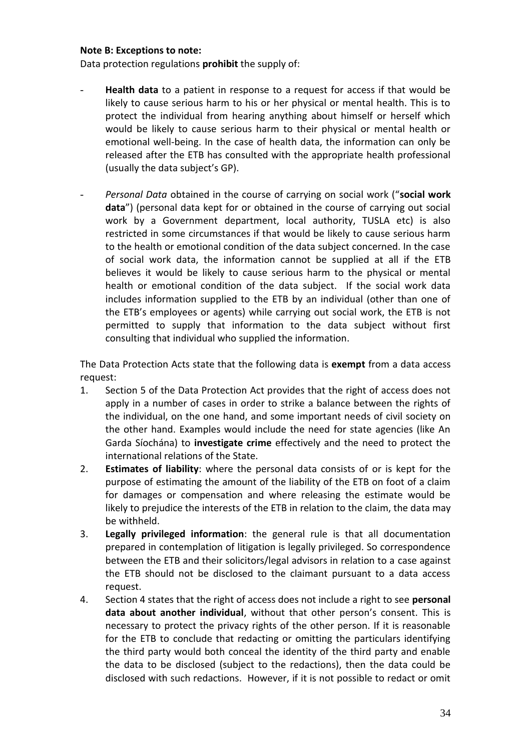**Note B: Exceptions to note:**

Data protection regulations **prohibit** the supply of:

- **Health data** to a patient in response to a request for access if that would be likely to cause serious harm to his or her physical or mental health. This is to protect the individual from hearing anything about himself or herself which would be likely to cause serious harm to their physical or mental health or emotional well-being. In the case of health data, the information can only be released after the ETB has consulted with the appropriate health professional (usually the data subject's GP).

- *Personal Data* obtained in the course of carrying on social work ("**social work data**") (personal data kept for or obtained in the course of carrying out social work by a Government department, local authority, TUSLA etc) is also restricted in some circumstances if that would be likely to cause serious harm to the health or emotional condition of the data subject concerned. In the case of social work data, the information cannot be supplied at all if the ETB believes it would be likely to cause serious harm to the physical or mental health or emotional condition of the data subject. If the social work data includes information supplied to the ETB by an individual (other than one of the ETB's employees or agents) while carrying out social work, the ETB is not permitted to supply that information to the data subject without first consulting that individual who supplied the information.

The Data Protection Acts state that the following data is **exempt** from a data access request:

1. Section 5 of the Data Protection Act provides that the right of access does not apply in a number of cases in order to strike a balance between the rights of the individual, on the one hand, and some important needs of civil society on the other hand. Examples would include the need for state agencies (like An Garda Síochána) to **investigate crime** effectively and the need to protect the international relations of the State.
2. **Estimates of liability**: where the personal data consists of or is kept for the purpose of estimating the amount of the liability of the ETB on foot of a claim for damages or compensation and where releasing the estimate would be likely to prejudice the interests of the ETB in relation to the claim, the data may be withheld.
3. **Legally privileged information**: the general rule is that all documentation prepared in contemplation of litigation is legally privileged. So correspondence between the ETB and their solicitors/legal advisors in relation to a case against the ETB should not be disclosed to the claimant pursuant to a data access request.
4. Section 4 states that the right of access does not include a right to see **personal data about another individual**, without that other person's consent. This is necessary to protect the privacy rights of the other person. If it is reasonable for the ETB to conclude that redacting or omitting the particulars identifying the third party would both conceal the identity of the third party and enable the data to be disclosed (subject to the redactions), then the data could be disclosed with such redactions. However, if it is not possible to redact or omit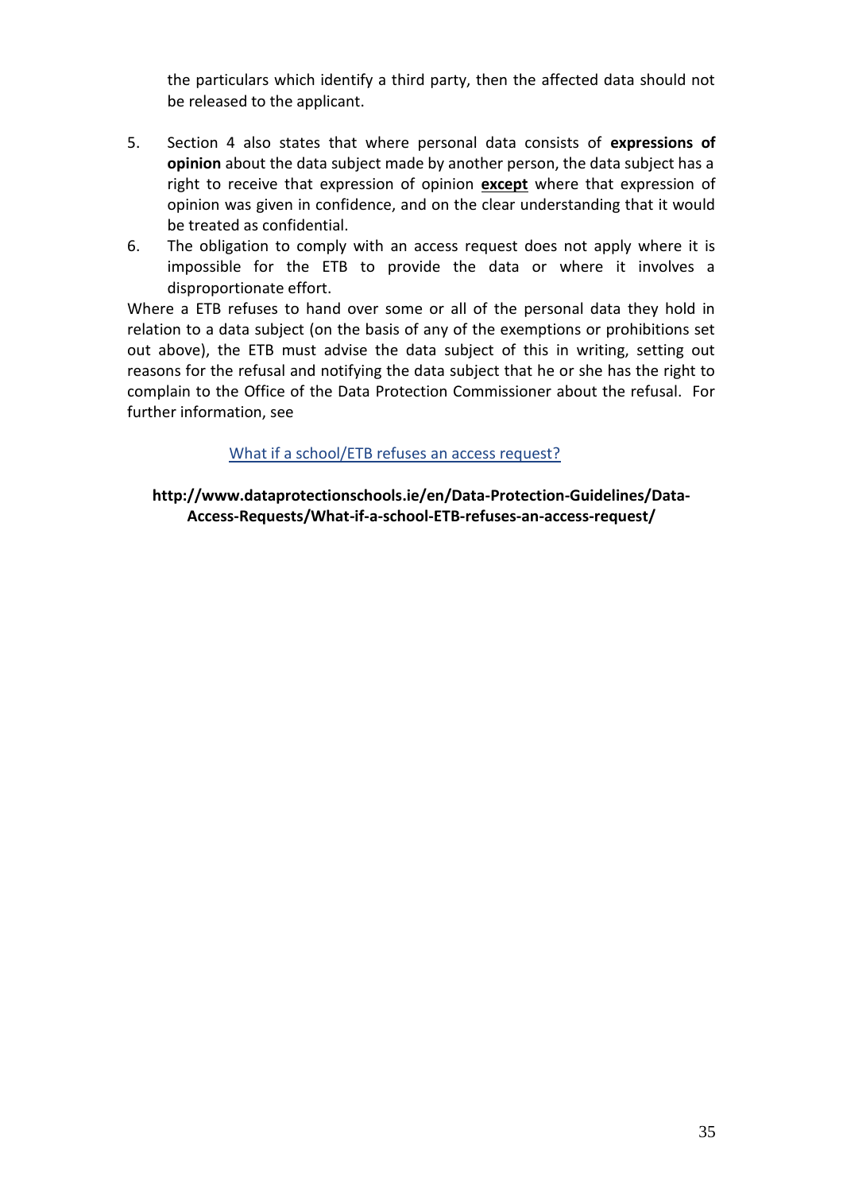the particulars which identify a third party, then the affected data should not be released to the applicant.

5. Section 4 also states that where personal data consists of **expressions of opinion** about the data subject made by another person, the data subject has a right to receive that expression of opinion <u>**except**</u> where that expression of opinion was given in confidence, and on the clear understanding that it would be treated as confidential.
6. The obligation to comply with an access request does not apply where it is impossible for the ETB to provide the data or where it involves a disproportionate effort.

Where a ETB refuses to hand over some or all of the personal data they hold in relation to a data subject (on the basis of any of the exemptions or prohibitions set out above), the ETB must advise the data subject of this in writing, setting out reasons for the refusal and notifying the data subject that he or she has the right to complain to the Office of the Data Protection Commissioner about the refusal. For further information, see

[What if a school/ETB refuses an access request?](http://www.dataprotectionschools.ie/en/Data-Protection-Guidelines/Data-Access-Requests/What-if-a-school-ETB-refuses-an-access-request/)

**http://www.dataprotectionschools.ie/en/Data-Protection-Guidelines/Data-Access-Requests/What-if-a-school-ETB-refuses-an-access-request/**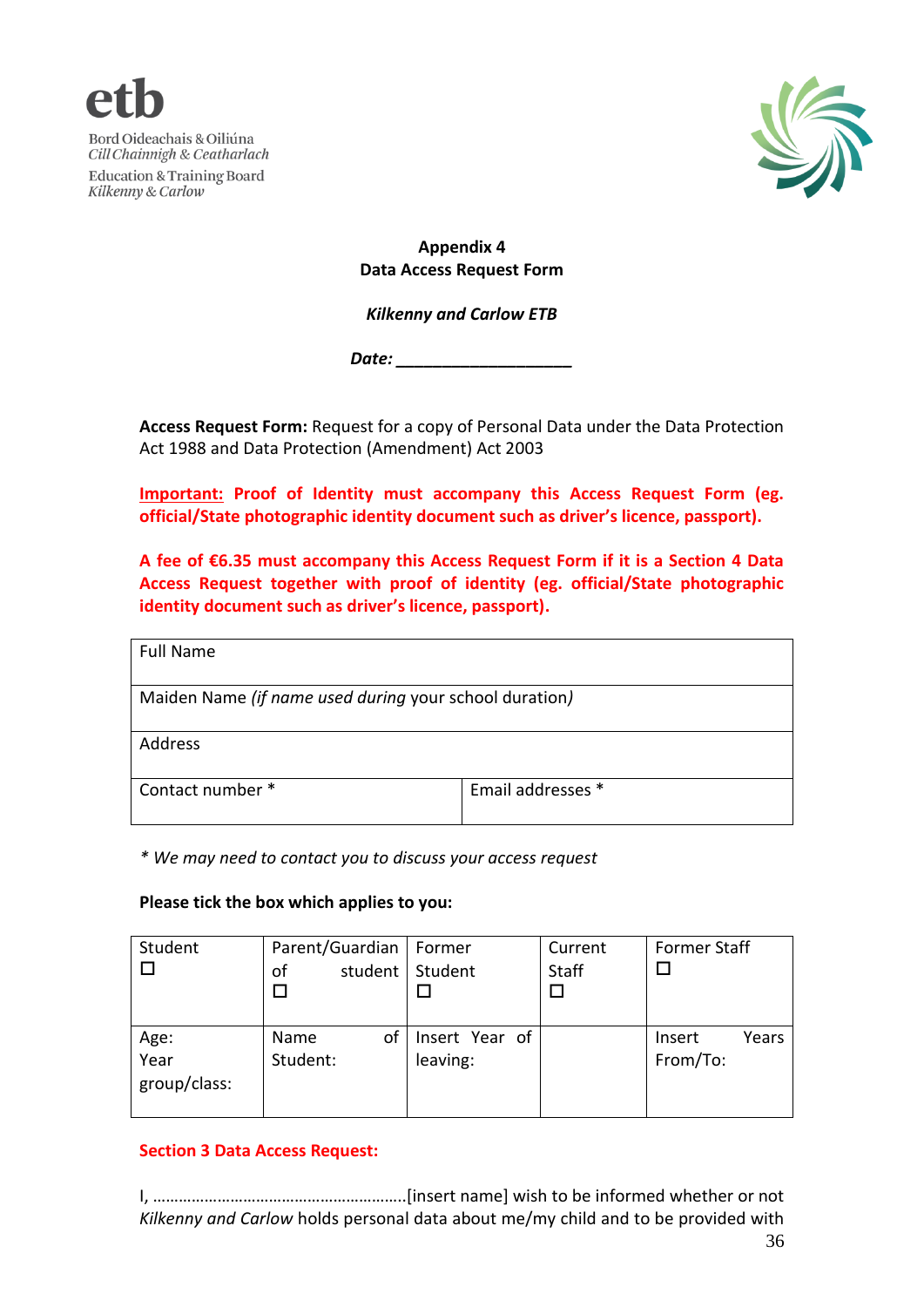etb

Bord Oideachais & Oiliúna
*Cill Chainnigh & Ceatharlach*
Education & Training Board
*Kilkenny & Carlow*

**Appendix 4**
**Data Access Request Form**

***Kilkenny and Carlow ETB***

***Date: ___________________***

**Access Request Form:** Request for a copy of Personal Data under the Data Protection Act 1988 and Data Protection (Amendment) Act 2003

**Important: Proof of Identity must accompany this Access Request Form (eg. official/State photographic identity document such as driver's licence, passport).**

**A fee of €6.35 must accompany this Access Request Form if it is a Section 4 Data Access Request together with proof of identity (eg. official/State photographic identity document such as driver's licence, passport).**

| Full Name | |
|---|---|
| Maiden Name *(if name used during* your school duration*)* | |
| Address | |
| Contact number * | Email addresses * |

*\* We may need to contact you to discuss your access request*

**Please tick the box which applies to you:**

| Student ☐ | Parent/Guardian of student ☐ | Former Student ☐ | Current Staff ☐ | Former Staff ☐ |
|---|---|---|---|---|
| Age: Year group/class: | Name of Student: | Insert Year of leaving: | | Insert Years From/To: |

**Section 3 Data Access Request:**

I, …………………………………………………..[insert name] wish to be informed whether or not *Kilkenny and Carlow* holds personal data about me/my child and to be provided with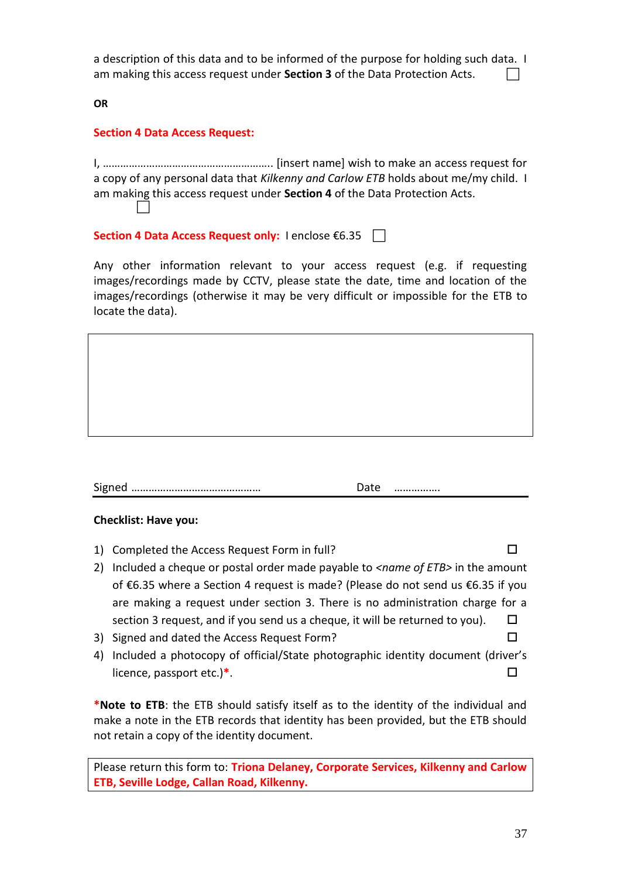a description of this data and to be informed of the purpose for holding such data. I am making this access request under **Section 3** of the Data Protection Acts. ☐

**OR**

**Section 4 Data Access Request:**

I, ………………………………………………….. [insert name] wish to make an access request for a copy of any personal data that *Kilkenny and Carlow ETB* holds about me/my child. I am making this access request under **Section 4** of the Data Protection Acts. ☐

**Section 4 Data Access Request only:** I enclose €6.35 ☐

Any other information relevant to your access request (e.g. if requesting images/recordings made by CCTV, please state the date, time and location of the images/recordings (otherwise it may be very difficult or impossible for the ETB to locate the data).

| |
|---|
| |

Signed ……………………………………… Date …………….

**Checklist: Have you:**

1) Completed the Access Request Form in full? ☐
2) Included a cheque or postal order made payable to <*name of ETB*> in the amount of €6.35 where a Section 4 request is made? (Please do not send us €6.35 if you are making a request under section 3. There is no administration charge for a section 3 request, and if you send us a cheque, it will be returned to you). ☐
3) Signed and dated the Access Request Form? ☐
4) Included a photocopy of official/State photographic identity document (driver's licence, passport etc.)*. ☐

***Note to ETB**: the ETB should satisfy itself as to the identity of the individual and make a note in the ETB records that identity has been provided, but the ETB should not retain a copy of the identity document.

Please return this form to: **Triona Delaney, Corporate Services, Kilkenny and Carlow ETB, Seville Lodge, Callan Road, Kilkenny.**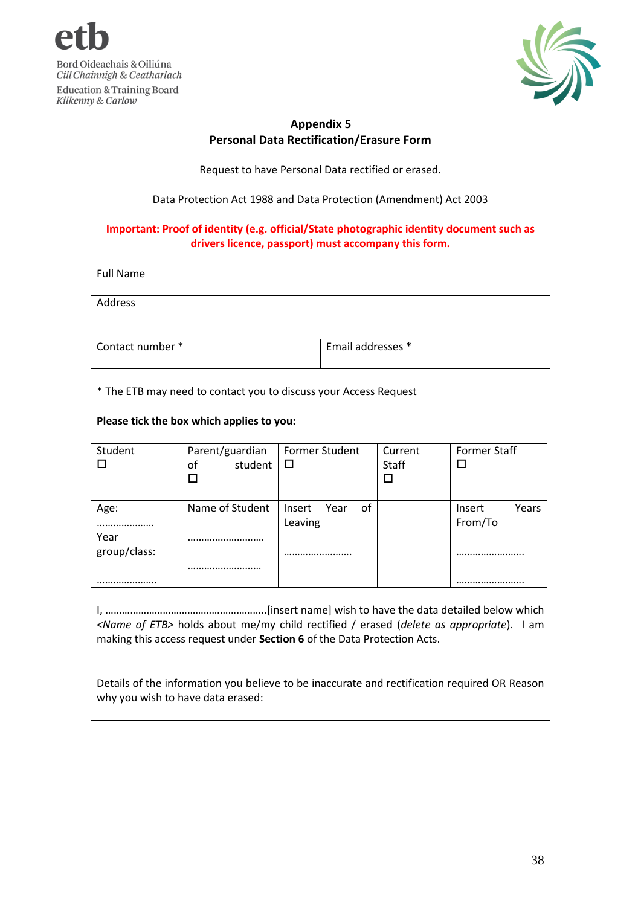etb

Bord Oideachais & Oiliúna
*Cill Chainnigh & Ceatharlach*
Education & Training Board
*Kilkenny & Carlow*

**Appendix 5**
**Personal Data Rectification/Erasure Form**

Request to have Personal Data rectified or erased.

Data Protection Act 1988 and Data Protection (Amendment) Act 2003

**Important: Proof of identity (e.g. official/State photographic identity document such as drivers licence, passport) must accompany this form.**

| Full Name | |
|---|---|
| Address | |
| Contact number * | Email addresses * |

\* The ETB may need to contact you to discuss your Access Request

**Please tick the box which applies to you:**

| Student ☐ | Parent/guardian of student ☐ | Former Student ☐ | Current Staff ☐ | Former Staff ☐ |
|---|---|---|---|---|
| Age: ………………… Year group/class: ………………….. | Name of Student ……………………… ……………………… | Insert Year of Leaving …………………….. | | Insert Years From/To …………………….. …………………….. |

I, ………………………………………………….[insert name] wish to have the data detailed below which <*Name of ETB*> holds about me/my child rectified / erased (*delete as appropriate*). I am making this access request under **Section 6** of the Data Protection Acts.

Details of the information you believe to be inaccurate and rectification required OR Reason why you wish to have data erased:

| |
|---|
| |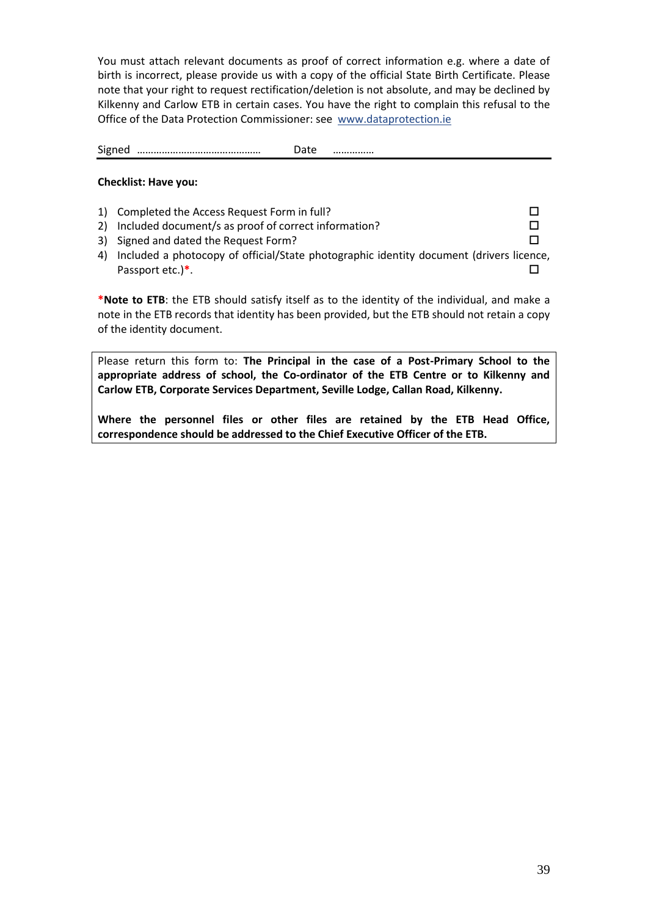You must attach relevant documents as proof of correct information e.g. where a date of birth is incorrect, please provide us with a copy of the official State Birth Certificate. Please note that your right to request rectification/deletion is not absolute, and may be declined by Kilkenny and Carlow ETB in certain cases. You have the right to complain this refusal to the Office of the Data Protection Commissioner: see www.dataprotection.ie

Signed ……………………………………… Date ……………

---

**Checklist: Have you:**

1) Completed the Access Request Form in full? ☐
2) Included document/s as proof of correct information? ☐
3) Signed and dated the Request Form? ☐
4) Included a photocopy of official/State photographic identity document (drivers licence, Passport etc.)*. ☐

***Note to ETB**: the ETB should satisfy itself as to the identity of the individual, and make a note in the ETB records that identity has been provided, but the ETB should not retain a copy of the identity document.

Please return this form to: **The Principal in the case of a Post-Primary School to the appropriate address of school, the Co-ordinator of the ETB Centre or to Kilkenny and Carlow ETB, Corporate Services Department, Seville Lodge, Callan Road, Kilkenny.**

**Where the personnel files or other files are retained by the ETB Head Office, correspondence should be addressed to the Chief Executive Officer of the ETB.**